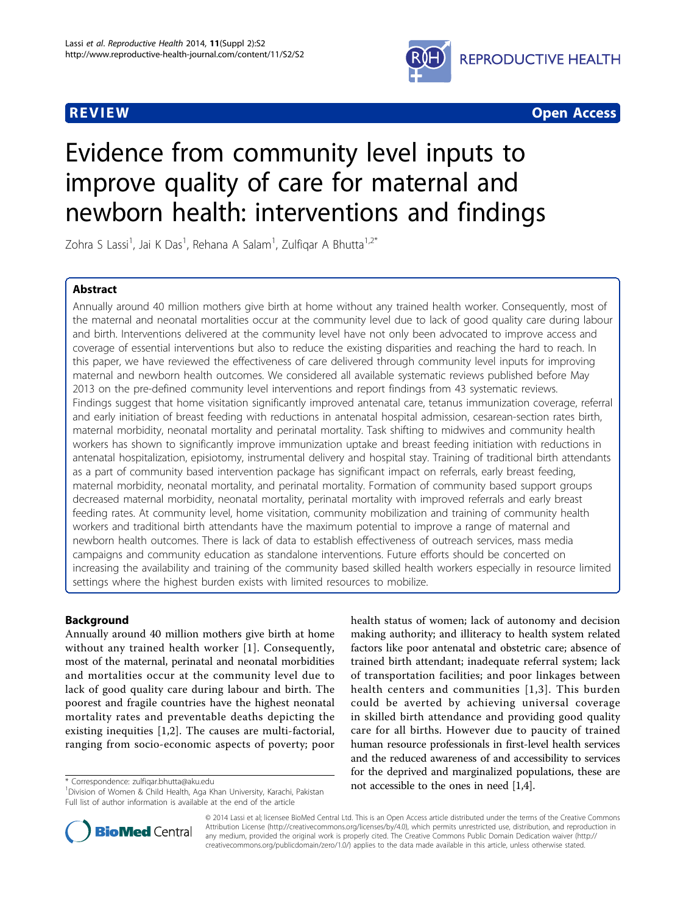REVIEW Open Access

# Evidence from community level inputs to improve quality of care for maternal and newborn health: interventions and findings

Zohra S Lassi[1], Jai K Das[1], Rehana A Salam[1], Zulfiqar A Bhutta[1,2*]

## Abstract

Annually around 40 million mothers give birth at home without any trained health worker. Consequently, most of the maternal and neonatal mortalities occur at the community level due to lack of good quality care during labour and birth. Interventions delivered at the community level have not only been advocated to improve access and coverage of essential interventions but also to reduce the existing disparities and reaching the hard to reach. In this paper, we have reviewed the effectiveness of care delivered through community level inputs for improving maternal and newborn health outcomes. We considered all available systematic reviews published before May 2013 on the pre-defined community level interventions and report findings from 43 systematic reviews. Findings suggest that home visitation significantly improved antenatal care, tetanus immunization coverage, referral and early initiation of breast feeding with reductions in antenatal hospital admission, cesarean-section rates birth, maternal morbidity, neonatal mortality and perinatal mortality. Task shifting to midwives and community health workers has shown to significantly improve immunization uptake and breast feeding initiation with reductions in antenatal hospitalization, episiotomy, instrumental delivery and hospital stay. Training of traditional birth attendants as a part of community based intervention package has significant impact on referrals, early breast feeding, maternal morbidity, neonatal mortality, and perinatal mortality. Formation of community based support groups decreased maternal morbidity, neonatal mortality, perinatal mortality with improved referrals and early breast feeding rates. At community level, home visitation, community mobilization and training of community health workers and traditional birth attendants have the maximum potential to improve a range of maternal and newborn health outcomes. There is lack of data to establish effectiveness of outreach services, mass media campaigns and community education as standalone interventions. Future efforts should be concerted on increasing the availability and training of the community based skilled health workers especially in resource limited settings where the highest burden exists with limited resources to mobilize.

## Background

Annually around 40 million mothers give birth at home without any trained health worker [1]. Consequently, most of the maternal, perinatal and neonatal morbidities and mortalities occur at the community level due to lack of good quality care during labour and birth. The poorest and fragile countries have the highest neonatal mortality rates and preventable deaths depicting the existing inequities [1,2]. The causes are multi-factorial, ranging from socio-economic aspects of poverty; poor health status of women; lack of autonomy and decision making authority; and illiteracy to health system related factors like poor antenatal and obstetric care; absence of trained birth attendant; inadequate referral system; lack of transportation facilities; and poor linkages between health centers and communities [1,3]. This burden could be averted by achieving universal coverage in skilled birth attendance and providing good quality care for all births. However due to paucity of trained human resource professionals in first-level health services and the reduced awareness of and accessibility to services for the deprived and marginalized populations, these are not accessible to the ones in need [1,4].

\* Correspondence: zulfiqar.bhutta@aku.edu
[1]Division of Women & Child Health, Aga Khan University, Karachi, Pakistan
Full list of author information is available at the end of the article

© 2014 Lassi et al; licensee BioMed Central Ltd. This is an Open Access article distributed under the terms of the Creative Commons Attribution License (http://creativecommons.org/licenses/by/4.0), which permits unrestricted use, distribution, and reproduction in any medium, provided the original work is properly cited. The Creative Commons Public Domain Dedication waiver (http://creativecommons.org/publicdomain/zero/1.0/) applies to the data made available in this article, unless otherwise stated.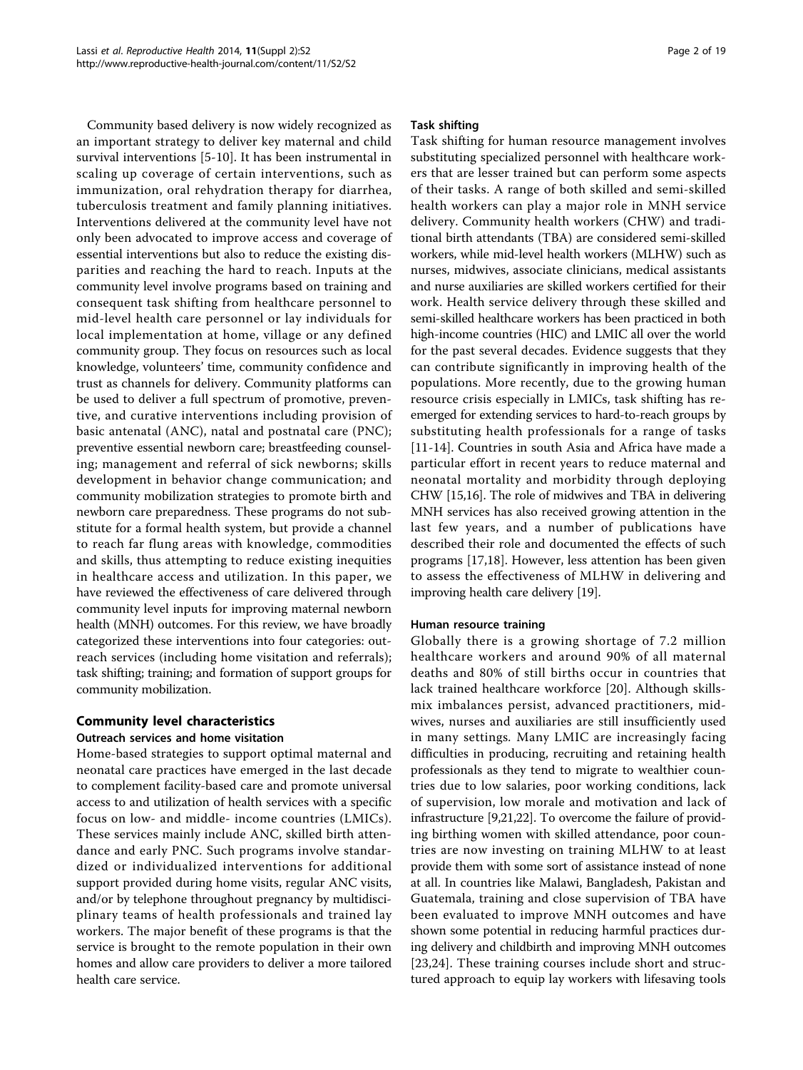Community based delivery is now widely recognized as an important strategy to deliver key maternal and child survival interventions [5-10]. It has been instrumental in scaling up coverage of certain interventions, such as immunization, oral rehydration therapy for diarrhea, tuberculosis treatment and family planning initiatives. Interventions delivered at the community level have not only been advocated to improve access and coverage of essential interventions but also to reduce the existing disparities and reaching the hard to reach. Inputs at the community level involve programs based on training and consequent task shifting from healthcare personnel to mid-level health care personnel or lay individuals for local implementation at home, village or any defined community group. They focus on resources such as local knowledge, volunteers' time, community confidence and trust as channels for delivery. Community platforms can be used to deliver a full spectrum of promotive, preventive, and curative interventions including provision of basic antenatal (ANC), natal and postnatal care (PNC); preventive essential newborn care; breastfeeding counseling; management and referral of sick newborns; skills development in behavior change communication; and community mobilization strategies to promote birth and newborn care preparedness. These programs do not substitute for a formal health system, but provide a channel to reach far flung areas with knowledge, commodities and skills, thus attempting to reduce existing inequities in healthcare access and utilization. In this paper, we have reviewed the effectiveness of care delivered through community level inputs for improving maternal newborn health (MNH) outcomes. For this review, we have broadly categorized these interventions into four categories: outreach services (including home visitation and referrals); task shifting; training; and formation of support groups for community mobilization.

## Community level characteristics

### Outreach services and home visitation

Home-based strategies to support optimal maternal and neonatal care practices have emerged in the last decade to complement facility-based care and promote universal access to and utilization of health services with a specific focus on low- and middle- income countries (LMICs). These services mainly include ANC, skilled birth attendance and early PNC. Such programs involve standardized or individualized interventions for additional support provided during home visits, regular ANC visits, and/or by telephone throughout pregnancy by multidisciplinary teams of health professionals and trained lay workers. The major benefit of these programs is that the service is brought to the remote population in their own homes and allow care providers to deliver a more tailored health care service.

### Task shifting

Task shifting for human resource management involves substituting specialized personnel with healthcare workers that are lesser trained but can perform some aspects of their tasks. A range of both skilled and semi-skilled health workers can play a major role in MNH service delivery. Community health workers (CHW) and traditional birth attendants (TBA) are considered semi-skilled workers, while mid-level health workers (MLHW) such as nurses, midwives, associate clinicians, medical assistants and nurse auxiliaries are skilled workers certified for their work. Health service delivery through these skilled and semi-skilled healthcare workers has been practiced in both high-income countries (HIC) and LMIC all over the world for the past several decades. Evidence suggests that they can contribute significantly in improving health of the populations. More recently, due to the growing human resource crisis especially in LMICs, task shifting has re-emerged for extending services to hard-to-reach groups by substituting health professionals for a range of tasks [11-14]. Countries in south Asia and Africa have made a particular effort in recent years to reduce maternal and neonatal mortality and morbidity through deploying CHW [15,16]. The role of midwives and TBA in delivering MNH services has also received growing attention in the last few years, and a number of publications have described their role and documented the effects of such programs [17,18]. However, less attention has been given to assess the effectiveness of MLHW in delivering and improving health care delivery [19].

### Human resource training

Globally there is a growing shortage of 7.2 million healthcare workers and around 90% of all maternal deaths and 80% of still births occur in countries that lack trained healthcare workforce [20]. Although skills-mix imbalances persist, advanced practitioners, midwives, nurses and auxiliaries are still insufficiently used in many settings. Many LMIC are increasingly facing difficulties in producing, recruiting and retaining health professionals as they tend to migrate to wealthier countries due to low salaries, poor working conditions, lack of supervision, low morale and motivation and lack of infrastructure [9,21,22]. To overcome the failure of providing birthing women with skilled attendance, poor countries are now investing on training MLHW to at least provide them with some sort of assistance instead of none at all. In countries like Malawi, Bangladesh, Pakistan and Guatemala, training and close supervision of TBA have been evaluated to improve MNH outcomes and have shown some potential in reducing harmful practices during delivery and childbirth and improving MNH outcomes [23,24]. These training courses include short and structured approach to equip lay workers with lifesaving tools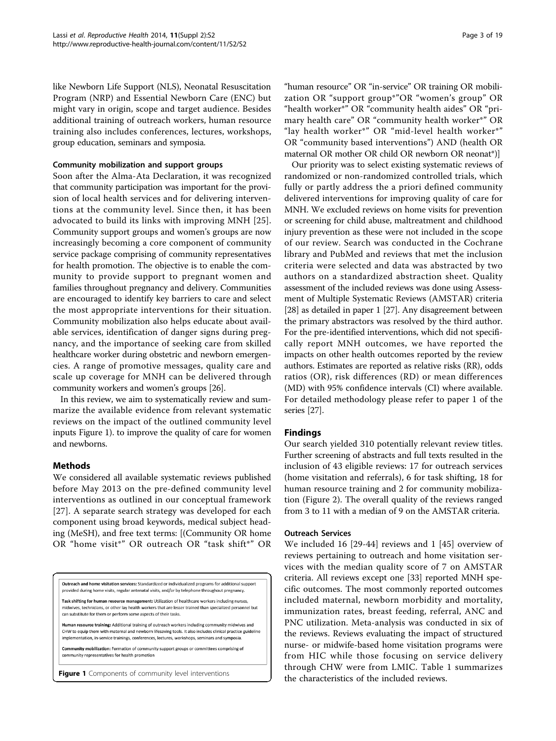like Newborn Life Support (NLS), Neonatal Resuscitation Program (NRP) and Essential Newborn Care (ENC) but might vary in origin, scope and target audience. Besides additional training of outreach workers, human resource training also includes conferences, lectures, workshops, group education, seminars and symposia.

#### Community mobilization and support groups

Soon after the Alma-Ata Declaration, it was recognized that community participation was important for the provision of local health services and for delivering interventions at the community level. Since then, it has been advocated to build its links with improving MNH [25]. Community support groups and women's groups are now increasingly becoming a core component of community service package comprising of community representatives for health promotion. The objective is to enable the community to provide support to pregnant women and families throughout pregnancy and delivery. Communities are encouraged to identify key barriers to care and select the most appropriate interventions for their situation. Community mobilization also helps educate about available services, identification of danger signs during pregnancy, and the importance of seeking care from skilled healthcare worker during obstetric and newborn emergencies. A range of promotive messages, quality care and scale up coverage for MNH can be delivered through community workers and women's groups [26].

In this review, we aim to systematically review and summarize the available evidence from relevant systematic reviews on the impact of the outlined community level inputs Figure 1). to improve the quality of care for women and newborns.

## Methods

We considered all available systematic reviews published before May 2013 on the pre-defined community level interventions as outlined in our conceptual framework [27]. A separate search strategy was developed for each component using broad keywords, medical subject heading (MeSH), and free text terms: [(Community OR home OR "home visit*" OR outreach OR "task shift*" OR "human resource" OR "in-service" OR training OR mobilization OR "support group*"OR "women's group" OR "health worker*" OR "community health aides" OR "primary health care" OR "community health worker*" OR "lay health worker*" OR "mid-level health worker*" OR "community based interventions") AND (health OR maternal OR mother OR child OR newborn OR neonat*)]

Our priority was to select existing systematic reviews of randomized or non-randomized controlled trials, which fully or partly address the a priori defined community delivered interventions for improving quality of care for MNH. We excluded reviews on home visits for prevention or screening for child abuse, maltreatment and childhood injury prevention as these were not included in the scope of our review. Search was conducted in the Cochrane library and PubMed and reviews that met the inclusion criteria were selected and data was abstracted by two authors on a standardized abstraction sheet. Quality assessment of the included reviews was done using Assessment of Multiple Systematic Reviews (AMSTAR) criteria [28] as detailed in paper 1 [27]. Any disagreement between the primary abstractors was resolved by the third author. For the pre-identified interventions, which did not specifically report MNH outcomes, we have reported the impacts on other health outcomes reported by the review authors. Estimates are reported as relative risks (RR), odds ratios (OR), risk differences (RD) or mean differences (MD) with 95% confidence intervals (CI) where available. For detailed methodology please refer to paper 1 of the series [27].

**Outreach and home visitation services:** Standardized or individualized programs for additional support provided during home visits, regular antenatal visits, and/or by telephone throughout pregnancy.

**Task shifting for human resource management:** Utilization of healthcare workers including nurses, midwives, technicians, or other lay health workers that are lesser trained than specialized personnel but can substitute for them or perform some aspects of their tasks.

**Human resource training:** Additional training of outreach workers including community midwives and CHW to equip them with maternal and newborn lifesaving tools. It also includes clinical practice guideline implementation, in-service trainings, conferences, lectures, workshops, seminars and symposia.

**Community mobilization:** Formation of community support groups or committees comprising of community representatives for health promotion

**Figure 1** Components of community level interventions

## Findings

Our search yielded 310 potentially relevant review titles. Further screening of abstracts and full texts resulted in the inclusion of 43 eligible reviews: 17 for outreach services (home visitation and referrals), 6 for task shifting, 18 for human resource training and 2 for community mobilization (Figure 2). The overall quality of the reviews ranged from 3 to 11 with a median of 9 on the AMSTAR criteria.

#### Outreach Services

We included 16 [29-44] reviews and 1 [45] overview of reviews pertaining to outreach and home visitation services with the median quality score of 7 on AMSTAR criteria. All reviews except one [33] reported MNH specific outcomes. The most commonly reported outcomes included maternal, newborn morbidity and mortality, immunization rates, breast feeding, referral, ANC and PNC utilization. Meta-analysis was conducted in six of the reviews. Reviews evaluating the impact of structured nurse- or midwife-based home visitation programs were from HIC while those focusing on service delivery through CHW were from LMIC. Table 1 summarizes the characteristics of the included reviews.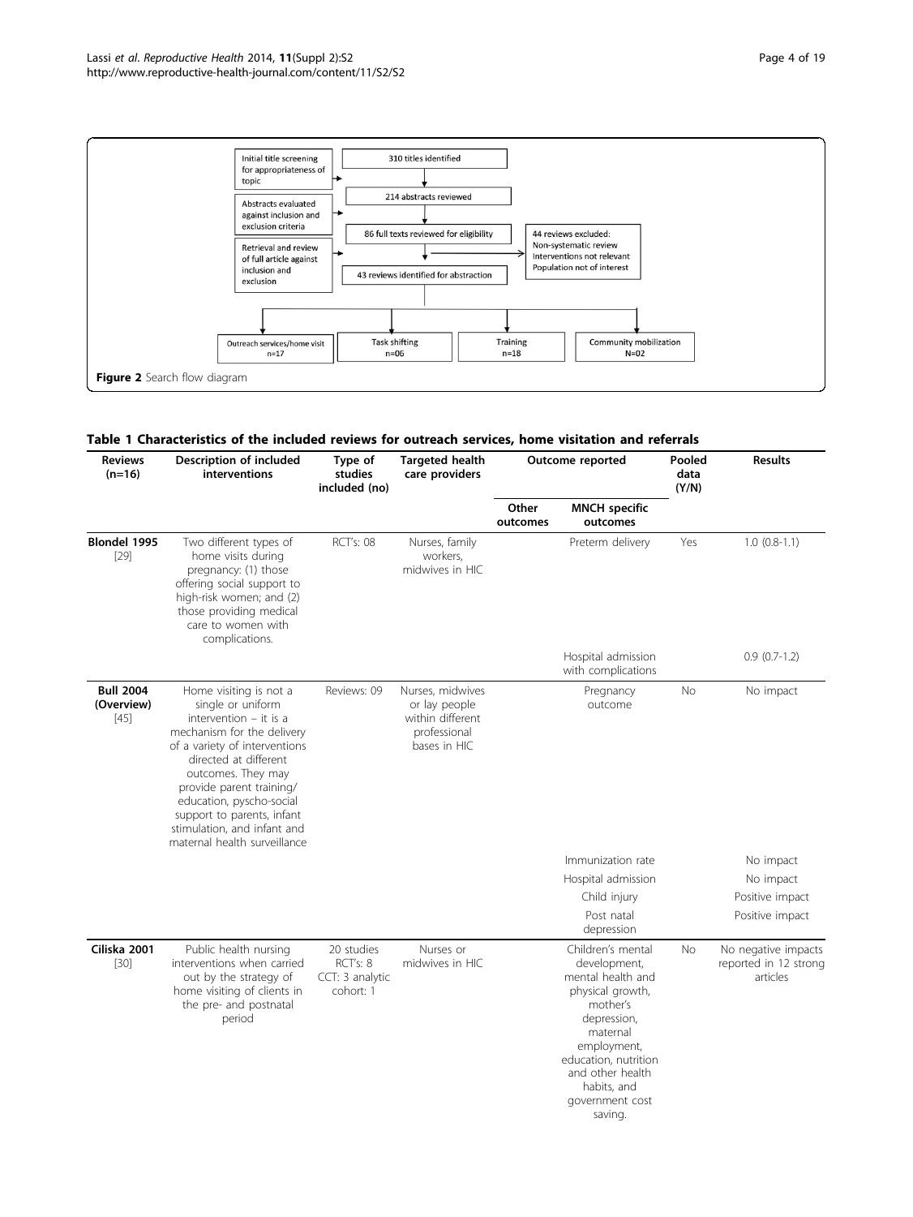Figure 2 Search flow diagram

**Table 1 Characteristics of the included reviews for outreach services, home visitation and referrals**

| Reviews (n=16) | Description of included interventions | Type of studies included (no) | Targeted health care providers | Outcome reported | | Pooled data (Y/N) | Results |
|---|---|---|---|---|---|---|---|
| | | | | Other outcomes | MNCH specific outcomes | | |
| **Blondel 1995** [29] | Two different types of home visits during pregnancy: (1) those offering social support to high-risk women; and (2) those providing medical care to women with complications. | RCT's: 08 | Nurses, family workers, midwives in HIC | | Preterm delivery | Yes | 1.0 (0.8-1.1) |
| | | | | | Hospital admission with complications | | 0.9 (0.7-1.2) |
| **Bull 2004 (Overview)** [45] | Home visiting is not a single or uniform intervention – it is a mechanism for the delivery of a variety of interventions directed at different outcomes. They may provide parent training/education, pyscho-social support to parents, infant stimulation, and infant and maternal health surveillance | Reviews: 09 | Nurses, midwives or lay people within different professional bases in HIC | | Pregnancy outcome | No | No impact |
| | | | | | Immunization rate | | No impact |
| | | | | | Hospital admission | | No impact |
| | | | | | Child injury | | Positive impact |
| | | | | | Post natal depression | | Positive impact |
| **Ciliska 2001** [30] | Public health nursing interventions when carried out by the strategy of home visiting of clients in the pre- and postnatal period | 20 studies RCT's: 8 CCT: 3 analytic cohort: 1 | Nurses or midwives in HIC | | Children's mental development, mental health and physical growth, mother's depression, maternal employment, education, nutrition and other health habits, and government cost saving. | No | No negative impacts reported in 12 strong articles |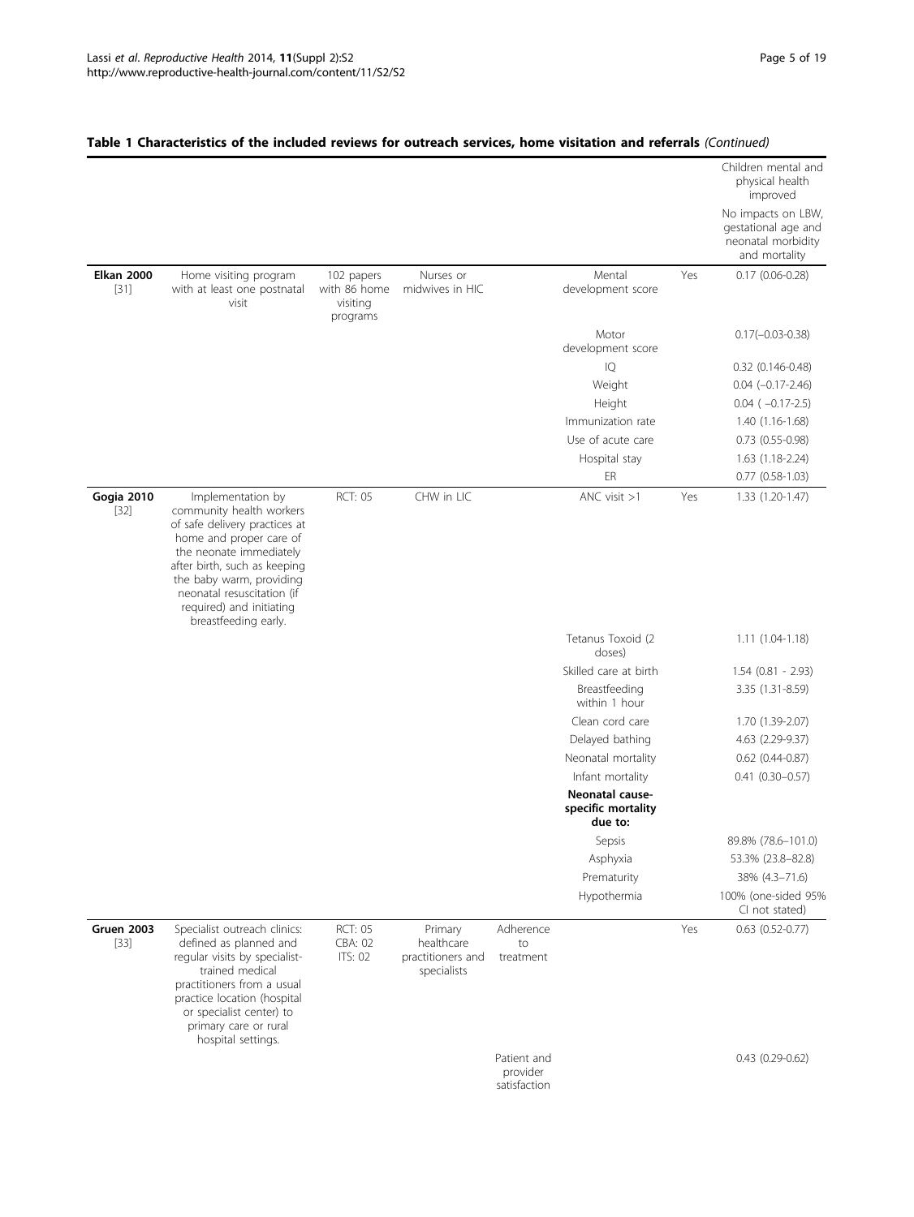**Table 1 Characteristics of the included reviews for outreach services, home visitation and referrals** *(Continued)*

| | | | | | | | |
|---|---|---|---|---|---|---|---|
| | | | | | | | Children mental and physical health improved |
| | | | | | | | No impacts on LBW, gestational age and neonatal morbidity and mortality |
| **Elkan 2000** [31] | Home visiting program with at least one postnatal visit | 102 papers with 86 home visiting programs | Nurses or midwives in HIC | | Mental development score | Yes | 0.17 (0.06-0.28) |
| | | | | | Motor development score | | 0.17(−0.03-0.38) |
| | | | | | IQ | | 0.32 (0.146-0.48) |
| | | | | | Weight | | 0.04 (−0.17-2.46) |
| | | | | | Height | | 0.04 ( −0.17-2.5) |
| | | | | | Immunization rate | | 1.40 (1.16-1.68) |
| | | | | | Use of acute care | | 0.73 (0.55-0.98) |
| | | | | | Hospital stay | | 1.63 (1.18-2.24) |
| | | | | | ER | | 0.77 (0.58-1.03) |
| **Gogia 2010** [32] | Implementation by community health workers of safe delivery practices at home and proper care of the neonate immediately after birth, such as keeping the baby warm, providing neonatal resuscitation (if required) and initiating breastfeeding early. | RCT: 05 | CHW in LIC | | ANC visit >1 | Yes | 1.33 (1.20-1.47) |
| | | | | | Tetanus Toxoid (2 doses) | | 1.11 (1.04-1.18) |
| | | | | | Skilled care at birth | | 1.54 (0.81 - 2.93) |
| | | | | | Breastfeeding within 1 hour | | 3.35 (1.31-8.59) |
| | | | | | Clean cord care | | 1.70 (1.39-2.07) |
| | | | | | Delayed bathing | | 4.63 (2.29-9.37) |
| | | | | | Neonatal mortality | | 0.62 (0.44-0.87) |
| | | | | | Infant mortality | | 0.41 (0.30–0.57) |
| | | | | | **Neonatal cause-specific mortality due to:** | | |
| | | | | | Sepsis | | 89.8% (78.6–101.0) |
| | | | | | Asphyxia | | 53.3% (23.8–82.8) |
| | | | | | Prematurity | | 38% (4.3–71.6) |
| | | | | | Hypothermia | | 100% (one-sided 95% CI not stated) |
| **Gruen 2003** [33] | Specialist outreach clinics: defined as planned and regular visits by specialist-trained medical practitioners from a usual practice location (hospital or specialist center) to primary care or rural hospital settings. | RCT: 05 CBA: 02 ITS: 02 | Primary healthcare practitioners and specialists | Adherence to treatment | | Yes | 0.63 (0.52-0.77) |
| | | | | Patient and provider satisfaction | | | 0.43 (0.29-0.62) |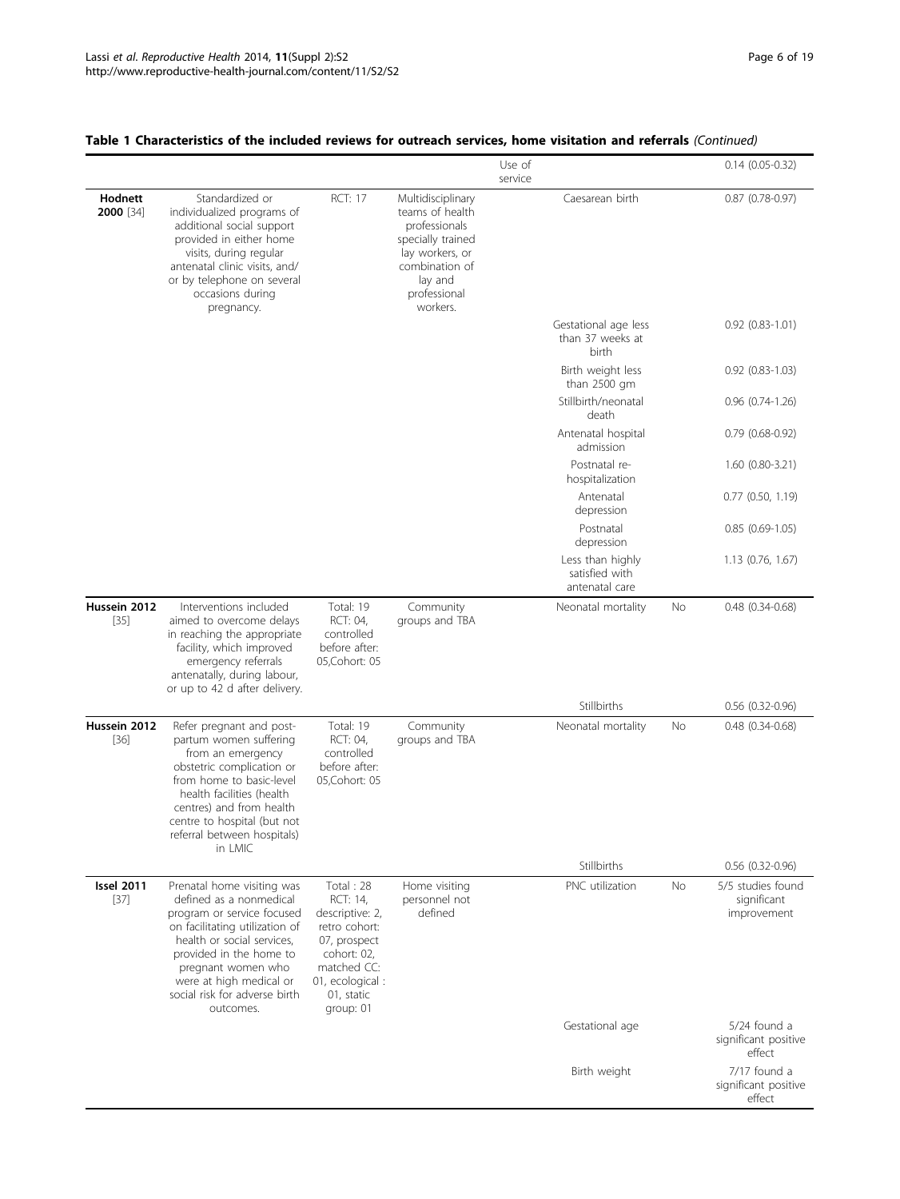**Table 1 Characteristics of the included reviews for outreach services, home visitation and referrals** *(Continued)*

| | | | | | | | |
|---|---|---|---|---|---|---|---|
| | | | | Use of service | | | 0.14 (0.05-0.32) |
| **Hodnett 2000** [34] | Standardized or individualized programs of additional social support provided in either home visits, during regular antenatal clinic visits, and/ or by telephone on several occasions during pregnancy. | RCT: 17 | Multidisciplinary teams of health professionals specially trained lay workers, or combination of lay and professional workers. | | Caesarean birth | | 0.87 (0.78-0.97) |
| | | | | | Gestational age less than 37 weeks at birth | | 0.92 (0.83-1.01) |
| | | | | | Birth weight less than 2500 gm | | 0.92 (0.83-1.03) |
| | | | | | Stillbirth/neonatal death | | 0.96 (0.74-1.26) |
| | | | | | Antenatal hospital admission | | 0.79 (0.68-0.92) |
| | | | | | Postnatal re-hospitalization | | 1.60 (0.80-3.21) |
| | | | | | Antenatal depression | | 0.77 (0.50, 1.19) |
| | | | | | Postnatal depression | | 0.85 (0.69-1.05) |
| | | | | | Less than highly satisfied with antenatal care | | 1.13 (0.76, 1.67) |
| **Hussein 2012** [35] | Interventions included aimed to overcome delays in reaching the appropriate facility, which improved emergency referrals antenatally, during labour, or up to 42 d after delivery. | Total: 19 RCT: 04, controlled before after: 05,Cohort: 05 | Community groups and TBA | | Neonatal mortality | No | 0.48 (0.34-0.68) |
| | | | | | Stillbirths | | 0.56 (0.32-0.96) |
| **Hussein 2012** [36] | Refer pregnant and post-partum women suffering from an emergency obstetric complication or from home to basic-level health facilities (health centres) and from health centre to hospital (but not referral between hospitals) in LMIC | Total: 19 RCT: 04, controlled before after: 05,Cohort: 05 | Community groups and TBA | | Neonatal mortality | No | 0.48 (0.34-0.68) |
| | | | | | Stillbirths | | 0.56 (0.32-0.96) |
| **Issel 2011** [37] | Prenatal home visiting was defined as a nonmedical program or service focused on facilitating utilization of health or social services, provided in the home to pregnant women who were at high medical or social risk for adverse birth outcomes. | Total : 28 RCT: 14, descriptive: 2, retro cohort: 07, prospect cohort: 02, matched CC: 01, ecological : 01, static group: 01 | Home visiting personnel not defined | | PNC utilization | No | 5/5 studies found significant improvement |
| | | | | | Gestational age | | 5/24 found a significant positive effect |
| | | | | | Birth weight | | 7/17 found a significant positive effect |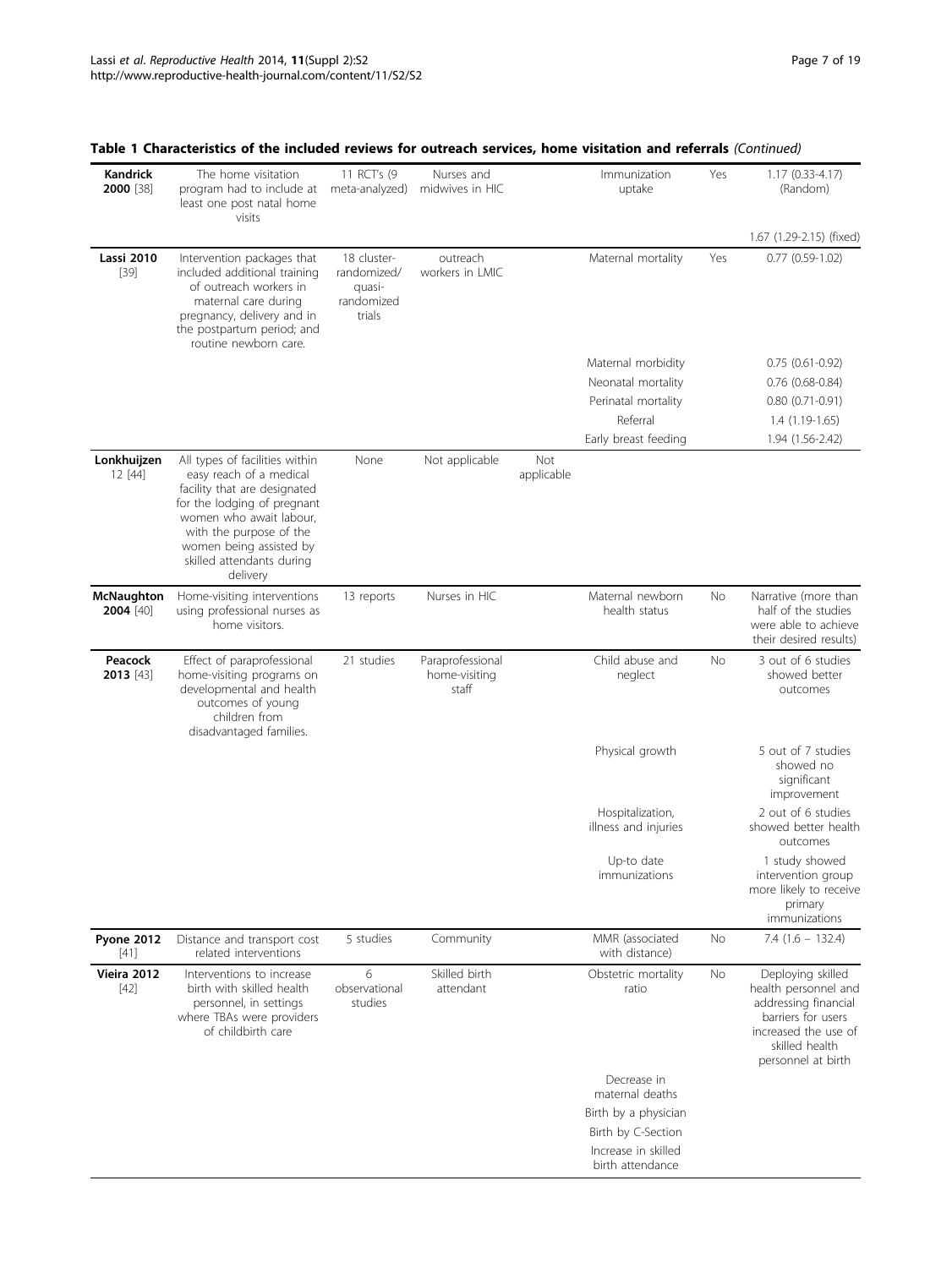**Table 1 Characteristics of the included reviews for outreach services, home visitation and referrals** *(Continued)*

| | | | | | | | |
|---|---|---|---|---|---|---|---|
| **Kandrick 2000** [38] | The home visitation program had to include at least one post natal home visits | 11 RCT's (9 meta-analyzed) | Nurses and midwives in HIC | | Immunization uptake | Yes | 1.17 (0.33-4.17) (Random) |
| | | | | | | | 1.67 (1.29-2.15) (fixed) |
| **Lassi 2010** [39] | Intervention packages that included additional training of outreach workers in maternal care during pregnancy, delivery and in the postpartum period; and routine newborn care. | 18 cluster-randomized/ quasi-randomized trials | outreach workers in LMIC | | Maternal mortality | Yes | 0.77 (0.59-1.02) |
| | | | | | Maternal morbidity | | 0.75 (0.61-0.92) |
| | | | | | Neonatal mortality | | 0.76 (0.68-0.84) |
| | | | | | Perinatal mortality | | 0.80 (0.71-0.91) |
| | | | | | Referral | | 1.4 (1.19-1.65) |
| | | | | | Early breast feeding | | 1.94 (1.56-2.42) |
| **Lonkhuijzen 12** [44] | All types of facilities within easy reach of a medical facility that are designated for the lodging of pregnant women who await labour, with the purpose of the women being assisted by skilled attendants during delivery | None | Not applicable | Not applicable | | | |
| **McNaughton 2004** [40] | Home-visiting interventions using professional nurses as home visitors. | 13 reports | Nurses in HIC | | Maternal newborn health status | No | Narrative (more than half of the studies were able to achieve their desired results) |
| **Peacock 2013** [43] | Effect of paraprofessional home-visiting programs on developmental and health outcomes of young children from disadvantaged families. | 21 studies | Paraprofessional home-visiting staff | | Child abuse and neglect | No | 3 out of 6 studies showed better outcomes |
| | | | | | Physical growth | | 5 out of 7 studies showed no significant improvement |
| | | | | | Hospitalization, illness and injuries | | 2 out of 6 studies showed better health outcomes |
| | | | | | Up-to date immunizations | | 1 study showed intervention group more likely to receive primary immunizations |
| **Pyone 2012** [41] | Distance and transport cost related interventions | 5 studies | Community | | MMR (associated with distance) | No | 7.4 (1.6 – 132.4) |
| **Vieira 2012** [42] | Interventions to increase birth with skilled health personnel, in settings where TBAs were providers of childbirth care | 6 observational studies | Skilled birth attendant | | Obstetric mortality ratio | No | Deploying skilled health personnel and addressing financial barriers for users increased the use of skilled health personnel at birth |
| | | | | | Decrease in maternal deaths | | |
| | | | | | Birth by a physician | | |
| | | | | | Birth by C-Section | | |
| | | | | | Increase in skilled birth attendance | | |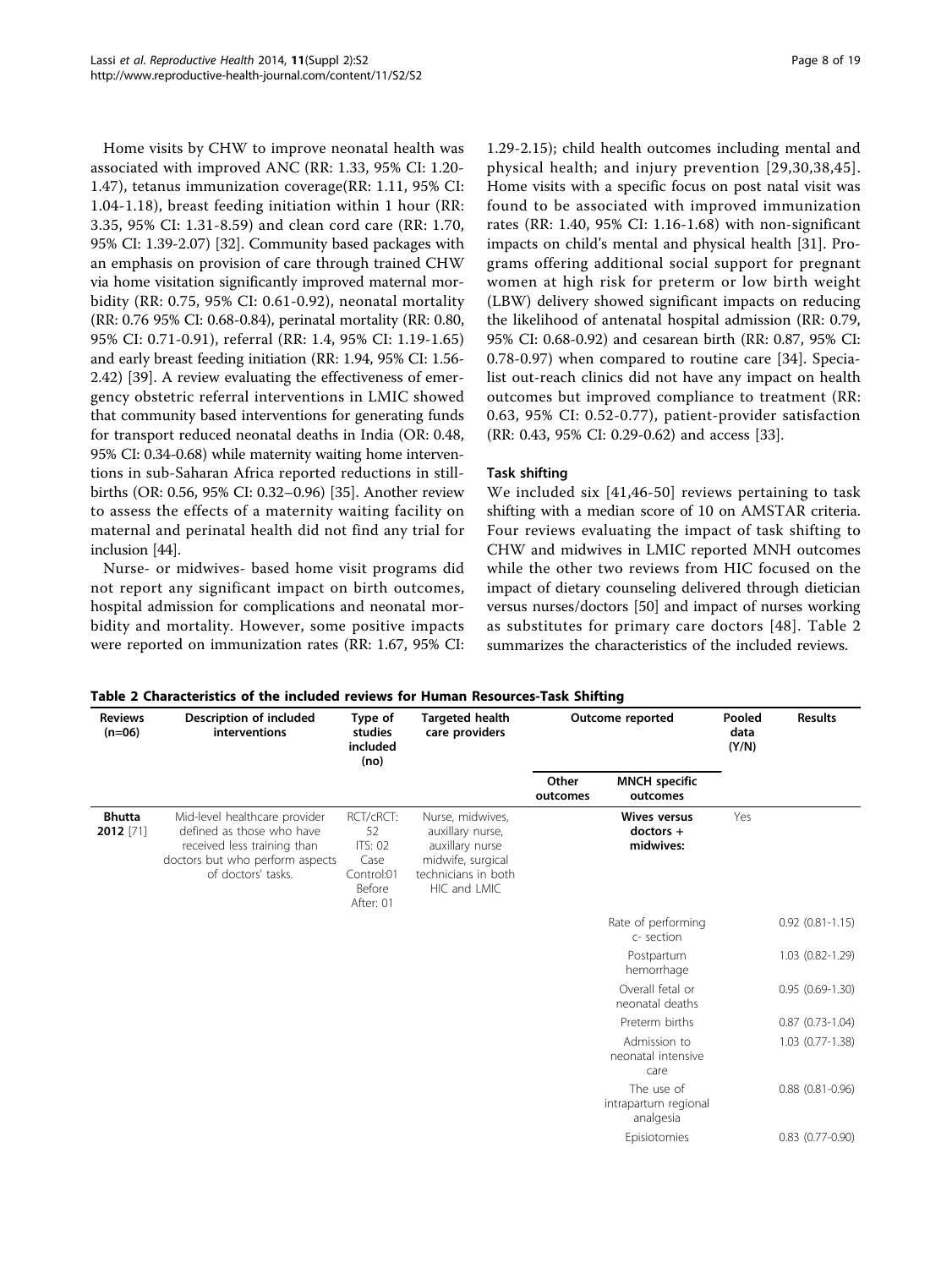Home visits by CHW to improve neonatal health was associated with improved ANC (RR: 1.33, 95% CI: 1.20-1.47), tetanus immunization coverage(RR: 1.11, 95% CI: 1.04-1.18), breast feeding initiation within 1 hour (RR: 3.35, 95% CI: 1.31-8.59) and clean cord care (RR: 1.70, 95% CI: 1.39-2.07) [32]. Community based packages with an emphasis on provision of care through trained CHW via home visitation significantly improved maternal morbidity (RR: 0.75, 95% CI: 0.61-0.92), neonatal mortality (RR: 0.76 95% CI: 0.68-0.84), perinatal mortality (RR: 0.80, 95% CI: 0.71-0.91), referral (RR: 1.4, 95% CI: 1.19-1.65) and early breast feeding initiation (RR: 1.94, 95% CI: 1.56-2.42) [39]. A review evaluating the effectiveness of emergency obstetric referral interventions in LMIC showed that community based interventions for generating funds for transport reduced neonatal deaths in India (OR: 0.48, 95% CI: 0.34-0.68) while maternity waiting home interventions in sub-Saharan Africa reported reductions in stillbirths (OR: 0.56, 95% CI: 0.32–0.96) [35]. Another review to assess the effects of a maternity waiting facility on maternal and perinatal health did not find any trial for inclusion [44].

Nurse- or midwives- based home visit programs did not report any significant impact on birth outcomes, hospital admission for complications and neonatal morbidity and mortality. However, some positive impacts were reported on immunization rates (RR: 1.67, 95% CI: 1.29-2.15); child health outcomes including mental and physical health; and injury prevention [29,30,38,45]. Home visits with a specific focus on post natal visit was found to be associated with improved immunization rates (RR: 1.40, 95% CI: 1.16-1.68) with non-significant impacts on child's mental and physical health [31]. Programs offering additional social support for pregnant women at high risk for preterm or low birth weight (LBW) delivery showed significant impacts on reducing the likelihood of antenatal hospital admission (RR: 0.79, 95% CI: 0.68-0.92) and cesarean birth (RR: 0.87, 95% CI: 0.78-0.97) when compared to routine care [34]. Specialist out-reach clinics did not have any impact on health outcomes but improved compliance to treatment (RR: 0.63, 95% CI: 0.52-0.77), patient-provider satisfaction (RR: 0.43, 95% CI: 0.29-0.62) and access [33].

### Task shifting

We included six [41,46-50] reviews pertaining to task shifting with a median score of 10 on AMSTAR criteria. Four reviews evaluating the impact of task shifting to CHW and midwives in LMIC reported MNH outcomes while the other two reviews from HIC focused on the impact of dietary counseling delivered through dietician versus nurses/doctors [50] and impact of nurses working as substitutes for primary care doctors [48]. Table 2 summarizes the characteristics of the included reviews.

**Table 2 Characteristics of the included reviews for Human Resources-Task Shifting**

| Reviews (n=06) | Description of included interventions | Type of studies included (no) | Targeted health care providers | Outcome reported | | Pooled data (Y/N) | Results |
|---|---|---|---|---|---|---|---|
| | | | | Other outcomes | MNCH specific outcomes | | |
| **Bhutta 2012** [71] | Mid-level healthcare provider defined as those who have received less training than doctors but who perform aspects of doctors' tasks. | RCT/cRCT: 52 ITS: 02 Case Control:01 Before After: 01 | Nurse, midwives, auxillary nurse, auxillary nurse midwife, surgical technicians in both HIC and LMIC | | **Wives versus doctors + midwives:** | Yes | |
| | | | | | Rate of performing c- section | | 0.92 (0.81-1.15) |
| | | | | | Postpartum hemorrhage | | 1.03 (0.82-1.29) |
| | | | | | Overall fetal or neonatal deaths | | 0.95 (0.69-1.30) |
| | | | | | Preterm births | | 0.87 (0.73-1.04) |
| | | | | | Admission to neonatal intensive care | | 1.03 (0.77-1.38) |
| | | | | | The use of intrapartum regional analgesia | | 0.88 (0.81-0.96) |
| | | | | | Episiotomies | | 0.83 (0.77-0.90) |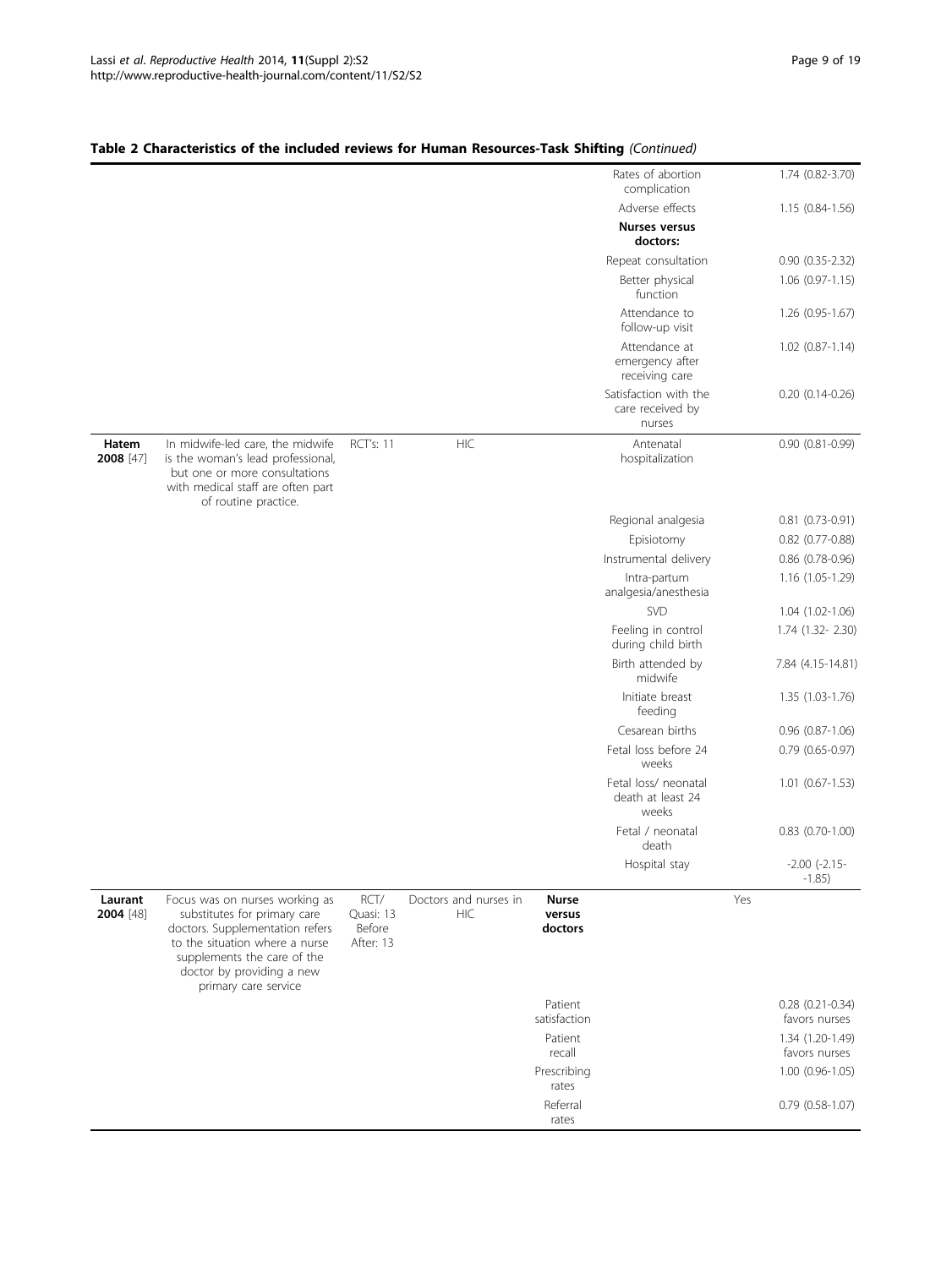### Table 2 Characteristics of the included reviews for Human Resources-Task Shifting *(Continued)*

| | | | | | | | |
|---|---|---|---|---|---|---|---|
| | | | | | Rates of abortion complication | | 1.74 (0.82-3.70) |
| | | | | | Adverse effects | | 1.15 (0.84-1.56) |
| | | | | | **Nurses versus doctors:** | | |
| | | | | | Repeat consultation | | 0.90 (0.35-2.32) |
| | | | | | Better physical function | | 1.06 (0.97-1.15) |
| | | | | | Attendance to follow-up visit | | 1.26 (0.95-1.67) |
| | | | | | Attendance at emergency after receiving care | | 1.02 (0.87-1.14) |
| | | | | | Satisfaction with the care received by nurses | | 0.20 (0.14-0.26) |
| **Hatem 2008** [47] | In midwife-led care, the midwife is the woman's lead professional, but one or more consultations with medical staff are often part of routine practice. | RCT's: 11 | HIC | | Antenatal hospitalization | | 0.90 (0.81-0.99) |
| | | | | | Regional analgesia | | 0.81 (0.73-0.91) |
| | | | | | Episiotomy | | 0.82 (0.77-0.88) |
| | | | | | Instrumental delivery | | 0.86 (0.78-0.96) |
| | | | | | Intra-partum analgesia/anesthesia | | 1.16 (1.05-1.29) |
| | | | | | SVD | | 1.04 (1.02-1.06) |
| | | | | | Feeling in control during child birth | | 1.74 (1.32- 2.30) |
| | | | | | Birth attended by midwife | | 7.84 (4.15-14.81) |
| | | | | | Initiate breast feeding | | 1.35 (1.03-1.76) |
| | | | | | Cesarean births | | 0.96 (0.87-1.06) |
| | | | | | Fetal loss before 24 weeks | | 0.79 (0.65-0.97) |
| | | | | | Fetal loss/ neonatal death at least 24 weeks | | 1.01 (0.67-1.53) |
| | | | | | Fetal / neonatal death | | 0.83 (0.70-1.00) |
| | | | | | Hospital stay | | -2.00 (-2.15- -1.85) |
| **Laurant 2004** [48] | Focus was on nurses working as substitutes for primary care doctors. Supplementation refers to the situation where a nurse supplements the care of the doctor by providing a new primary care service | RCT/ Quasi: 13 Before After: 13 | Doctors and nurses in HIC | **Nurse versus doctors** | | Yes | |
| | | | | Patient satisfaction | | | 0.28 (0.21-0.34) favors nurses |
| | | | | Patient recall | | | 1.34 (1.20-1.49) favors nurses |
| | | | | Prescribing rates | | | 1.00 (0.96-1.05) |
| | | | | Referral rates | | | 0.79 (0.58-1.07) |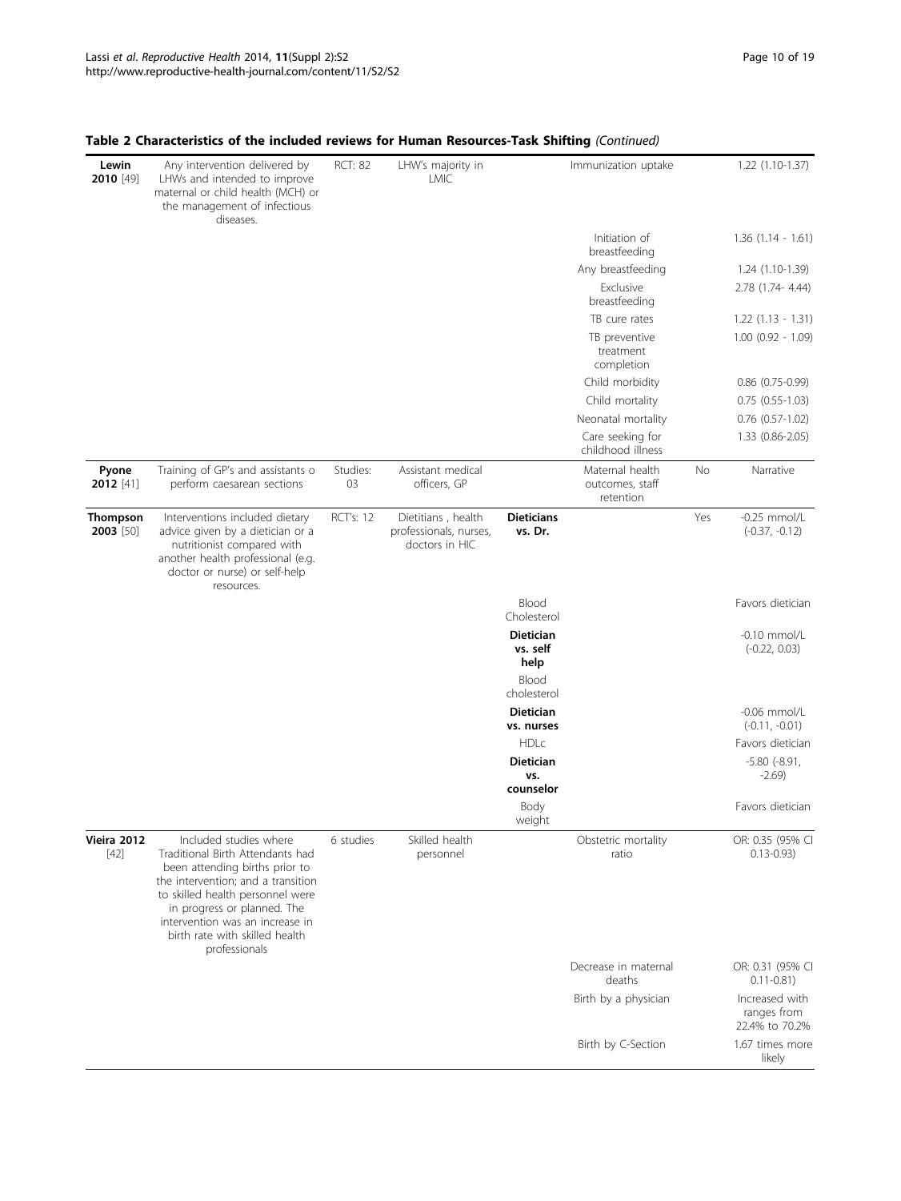**Table 2 Characteristics of the included reviews for Human Resources-Task Shifting** *(Continued)*

| | | | | | | | |
|---|---|---|---|---|---|---|---|
| **Lewin 2010** [49] | Any intervention delivered by LHWs and intended to improve maternal or child health (MCH) or the management of infectious diseases. | RCT: 82 | LHW's majority in LMIC | | Immunization uptake | | 1.22 (1.10-1.37) |
| | | | | | Initiation of breastfeeding | | 1.36 (1.14 - 1.61) |
| | | | | | Any breastfeeding | | 1.24 (1.10-1.39) |
| | | | | | Exclusive breastfeeding | | 2.78 (1.74- 4.44) |
| | | | | | TB cure rates | | 1.22 (1.13 - 1.31) |
| | | | | | TB preventive treatment completion | | 1.00 (0.92 - 1.09) |
| | | | | | Child morbidity | | 0.86 (0.75-0.99) |
| | | | | | Child mortality | | 0.75 (0.55-1.03) |
| | | | | | Neonatal mortality | | 0.76 (0.57-1.02) |
| | | | | | Care seeking for childhood illness | | 1.33 (0.86-2.05) |
| **Pyone 2012** [41] | Training of GP's and assistants o perform caesarean sections | Studies: 03 | Assistant medical officers, GP | | Maternal health outcomes, staff retention | No | Narrative |
| **Thompson 2003** [50] | Interventions included dietary advice given by a dietician or a nutritionist compared with another health professional (e.g. doctor or nurse) or self-help resources. | RCT's: 12 | Dietitians , health professionals, nurses, doctors in HIC | **Dieticians vs. Dr.** | | Yes | -0.25 mmol/L (-0.37, -0.12) |
| | | | | Blood Cholesterol | | | Favors dietician |
| | | | | **Dietician vs. self help** | | | -0.10 mmol/L (-0.22, 0.03) |
| | | | | Blood cholesterol | | | |
| | | | | **Dietician vs. nurses** | | | -0.06 mmol/L (-0.11, -0.01) |
| | | | | HDLc | | | Favors dietician |
| | | | | **Dietician vs. counselor** | | | -5.80 (-8.91, -2.69) |
| | | | | Body weight | | | Favors dietician |
| **Vieira 2012** [42] | Included studies where Traditional Birth Attendants had been attending births prior to the intervention; and a transition to skilled health personnel were in progress or planned. The intervention was an increase in birth rate with skilled health professionals | 6 studies | Skilled health personnel | | Obstetric mortality ratio | | OR: 0.35 (95% CI 0.13-0.93) |
| | | | | | Decrease in maternal deaths | | OR: 0.31 (95% CI 0.11-0.81) |
| | | | | | Birth by a physician | | Increased with ranges from 22.4% to 70.2% |
| | | | | | Birth by C-Section | | 1.67 times more likely |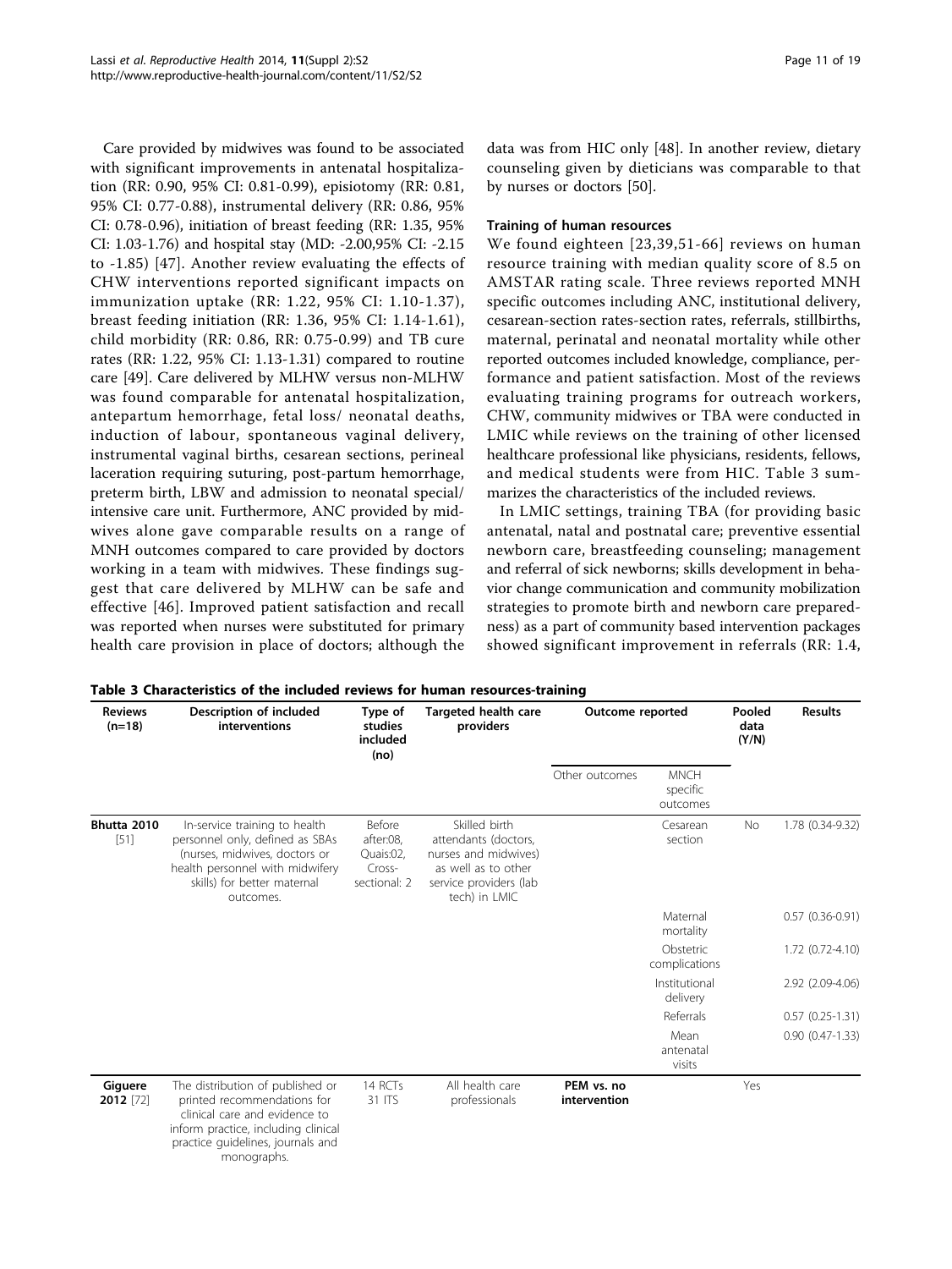Care provided by midwives was found to be associated with significant improvements in antenatal hospitalization (RR: 0.90, 95% CI: 0.81-0.99), episiotomy (RR: 0.81, 95% CI: 0.77-0.88), instrumental delivery (RR: 0.86, 95% CI: 0.78-0.96), initiation of breast feeding (RR: 1.35, 95% CI: 1.03-1.76) and hospital stay (MD: -2.00,95% CI: -2.15 to -1.85) [47]. Another review evaluating the effects of CHW interventions reported significant impacts on immunization uptake (RR: 1.22, 95% CI: 1.10-1.37), breast feeding initiation (RR: 1.36, 95% CI: 1.14-1.61), child morbidity (RR: 0.86, RR: 0.75-0.99) and TB cure rates (RR: 1.22, 95% CI: 1.13-1.31) compared to routine care [49]. Care delivered by MLHW versus non-MLHW was found comparable for antenatal hospitalization, antepartum hemorrhage, fetal loss/ neonatal deaths, induction of labour, spontaneous vaginal delivery, instrumental vaginal births, cesarean sections, perineal laceration requiring suturing, post-partum hemorrhage, preterm birth, LBW and admission to neonatal special/ intensive care unit. Furthermore, ANC provided by midwives alone gave comparable results on a range of MNH outcomes compared to care provided by doctors working in a team with midwives. These findings suggest that care delivered by MLHW can be safe and effective [46]. Improved patient satisfaction and recall was reported when nurses were substituted for primary health care provision in place of doctors; although the data was from HIC only [48]. In another review, dietary counseling given by dieticians was comparable to that by nurses or doctors [50].

#### Training of human resources

We found eighteen [23,39,51-66] reviews on human resource training with median quality score of 8.5 on AMSTAR rating scale. Three reviews reported MNH specific outcomes including ANC, institutional delivery, cesarean-section rates-section rates, referrals, stillbirths, maternal, perinatal and neonatal mortality while other reported outcomes included knowledge, compliance, performance and patient satisfaction. Most of the reviews evaluating training programs for outreach workers, CHW, community midwives or TBA were conducted in LMIC while reviews on the training of other licensed healthcare professional like physicians, residents, fellows, and medical students were from HIC. Table 3 summarizes the characteristics of the included reviews.

In LMIC settings, training TBA (for providing basic antenatal, natal and postnatal care; preventive essential newborn care, breastfeeding counseling; management and referral of sick newborns; skills development in behavior change communication and community mobilization strategies to promote birth and newborn care preparedness) as a part of community based intervention packages showed significant improvement in referrals (RR: 1.4,

**Table 3 Characteristics of the included reviews for human resources-training**

| Reviews (n=18) | Description of included interventions | Type of studies included (no) | Targeted health care providers | Outcome reported | | Pooled data (Y/N) | Results |
|---|---|---|---|---|---|---|---|
| | | | | Other outcomes | MNCH specific outcomes | | |
| **Bhutta 2010** [51] | In-service training to health personnel only, defined as SBAs (nurses, midwives, doctors or health personnel with midwifery skills) for better maternal outcomes. | Before after:08, Quais:02, Cross-sectional: 2 | Skilled birth attendants (doctors, nurses and midwives) as well as to other service providers (lab tech) in LMIC | | Cesarean section | No | 1.78 (0.34-9.32) |
| | | | | | Maternal mortality | | 0.57 (0.36-0.91) |
| | | | | | Obstetric complications | | 1.72 (0.72-4.10) |
| | | | | | Institutional delivery | | 2.92 (2.09-4.06) |
| | | | | | Referrals | | 0.57 (0.25-1.31) |
| | | | | | Mean antenatal visits | | 0.90 (0.47-1.33) |
| **Giguere 2012** [72] | The distribution of published or printed recommendations for clinical care and evidence to inform practice, including clinical practice guidelines, journals and monographs. | 14 RCTs 31 ITS | All health care professionals | **PEM vs. no intervention** | | Yes | |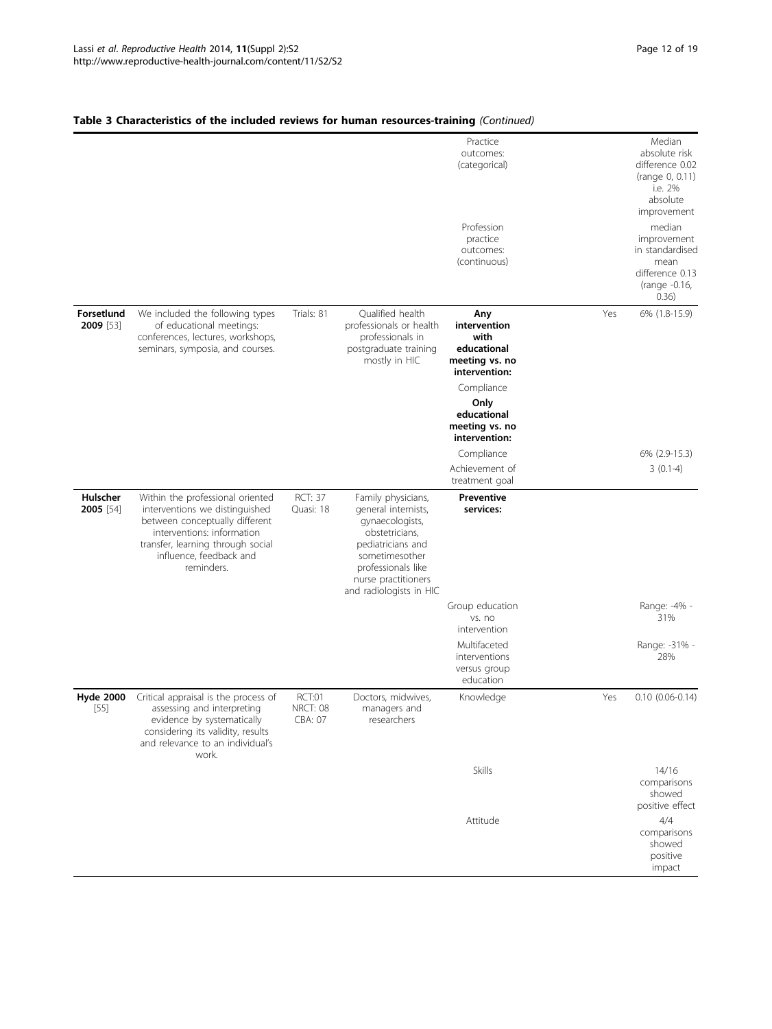**Table 3 Characteristics of the included reviews for human resources-training** *(Continued)*

| | | | | | | |
|---|---|---|---|---|---|---|
| | | | | Practice outcomes: (categorical) | | Median absolute risk difference 0.02 (range 0, 0.11) i.e. 2% absolute improvement |
| | | | | Profession practice outcomes: (continuous) | | median improvement in standardised mean difference 0.13 (range -0.16, 0.36) |
| **Forsetlund 2009** [53] | We included the following types of educational meetings: conferences, lectures, workshops, seminars, symposia, and courses. | Trials: 81 | Qualified health professionals or health professionals in postgraduate training mostly in HIC | **Any intervention with educational meeting vs. no intervention:** | Yes | 6% (1.8-15.9) |
| | | | | Compliance | | |
| | | | | **Only educational meeting vs. no intervention:** | | |
| | | | | Compliance | | 6% (2.9-15.3) |
| | | | | Achievement of treatment goal | | 3 (0.1-4) |
| **Hulscher 2005** [54] | Within the professional oriented interventions we distinguished between conceptually different interventions: information transfer, learning through social influence, feedback and reminders. | RCT: 37 Quasi: 18 | Family physicians, general internists, gynaecologists, obstetricians, pediatricians and sometimesother professionals like nurse practitioners and radiologists in HIC | **Preventive services:** | | |
| | | | | Group education vs. no intervention | | Range: -4% - 31% |
| | | | | Multifaceted interventions versus group education | | Range: -31% - 28% |
| **Hyde 2000** [55] | Critical appraisal is the process of assessing and interpreting evidence by systematically considering its validity, results and relevance to an individual's work. | RCT:01 NRCT: 08 CBA: 07 | Doctors, midwives, managers and researchers | Knowledge | Yes | 0.10 (0.06-0.14) |
| | | | | Skills | | 14/16 comparisons showed positive effect |
| | | | | Attitude | | 4/4 comparisons showed positive impact |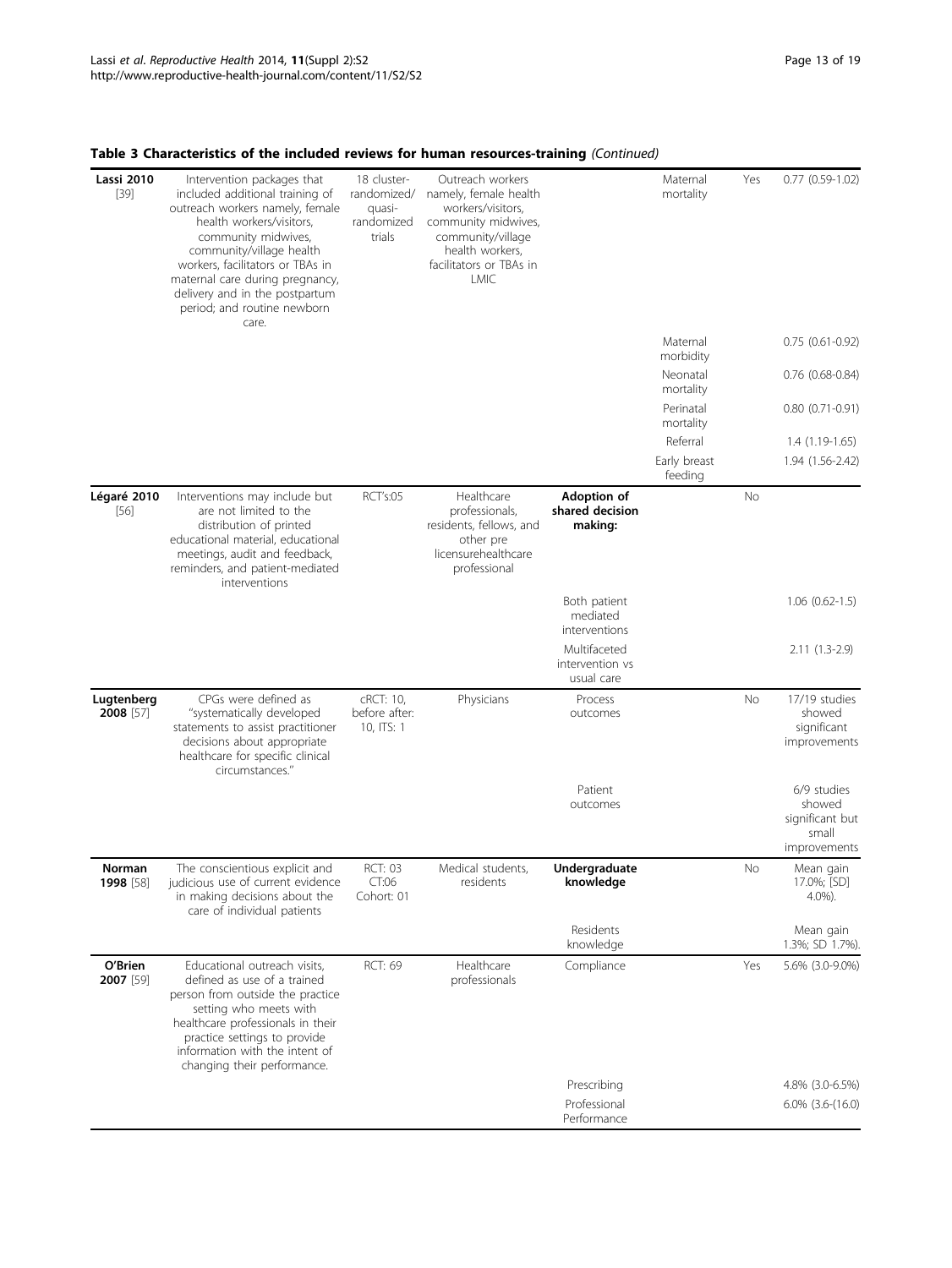**Table 3 Characteristics of the included reviews for human resources-training** *(Continued)*

| | | | | | | | |
|---|---|---|---|---|---|---|---|
| **Lassi 2010** [39] | Intervention packages that included additional training of outreach workers namely, female health workers/visitors, community midwives, community/village health workers, facilitators or TBAs in maternal care during pregnancy, delivery and in the postpartum period; and routine newborn care. | 18 cluster-randomized/ quasi-randomized trials | Outreach workers namely, female health workers/visitors, community midwives, community/village health workers, facilitators or TBAs in LMIC | | Maternal mortality | Yes | 0.77 (0.59-1.02) |
| | | | | | Maternal morbidity | | 0.75 (0.61-0.92) |
| | | | | | Neonatal mortality | | 0.76 (0.68-0.84) |
| | | | | | Perinatal mortality | | 0.80 (0.71-0.91) |
| | | | | | Referral | | 1.4 (1.19-1.65) |
| | | | | | Early breast feeding | | 1.94 (1.56-2.42) |
| **Légaré 2010** [56] | Interventions may include but are not limited to the distribution of printed educational material, educational meetings, audit and feedback, reminders, and patient-mediated interventions | RCT's:05 | Healthcare professionals, residents, fellows, and other pre licensurehealthcare professional | **Adoption of shared decision making:** | | No | |
| | | | | Both patient mediated interventions | | | 1.06 (0.62-1.5) |
| | | | | Multifaceted intervention vs usual care | | | 2.11 (1.3-2.9) |
| **Lugtenberg 2008** [57] | CPGs were defined as "systematically developed statements to assist practitioner decisions about appropriate healthcare for specific clinical circumstances." | cRCT: 10, before after: 10, ITS: 1 | Physicians | Process outcomes | | No | 17/19 studies showed significant improvements |
| | | | | Patient outcomes | | | 6/9 studies showed significant but small improvements |
| **Norman 1998** [58] | The conscientious explicit and judicious use of current evidence in making decisions about the care of individual patients | RCT: 03 CT:06 Cohort: 01 | Medical students, residents | **Undergraduate knowledge** | | No | Mean gain 17.0%; [SD] 4.0%). |
| | | | | Residents knowledge | | | Mean gain 1.3%; SD 1.7%). |
| **O'Brien 2007** [59] | Educational outreach visits, defined as use of a trained person from outside the practice setting who meets with healthcare professionals in their practice settings to provide information with the intent of changing their performance. | RCT: 69 | Healthcare professionals | Compliance | | Yes | 5.6% (3.0-9.0%) |
| | | | | Prescribing | | | 4.8% (3.0-6.5%) |
| | | | | Professional Performance | | | 6.0% (3.6-(16.0) |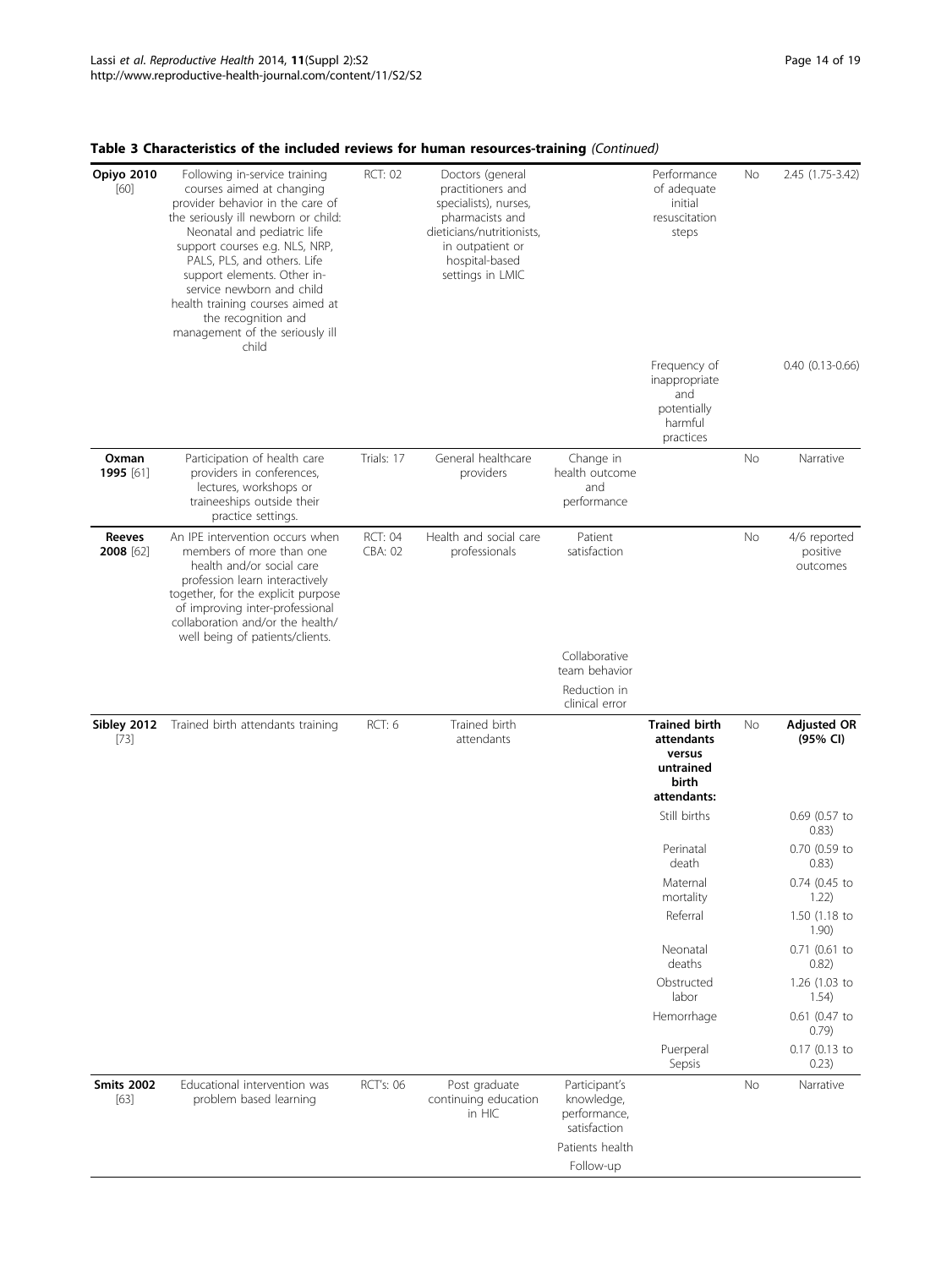**Table 3 Characteristics of the included reviews for human resources-training** *(Continued)*

| | | | | | | | |
|---|---|---|---|---|---|---|---|
| **Opiyo 2010** [60] | Following in-service training courses aimed at changing provider behavior in the care of the seriously ill newborn or child: Neonatal and pediatric life support courses e.g. NLS, NRP, PALS, PLS, and others. Life support elements. Other in-service newborn and child health training courses aimed at the recognition and management of the seriously ill child | RCT: 02 | Doctors (general practitioners and specialists), nurses, pharmacists and dieticians/nutritionists, in outpatient or hospital-based settings in LMIC | | Performance of adequate initial resuscitation steps | No | 2.45 (1.75-3.42) |
| | | | | | Frequency of inappropriate and potentially harmful practices | | 0.40 (0.13-0.66) |
| **Oxman 1995** [61] | Participation of health care providers in conferences, lectures, workshops or traineeships outside their practice settings. | Trials: 17 | General healthcare providers | Change in health outcome and performance | | No | Narrative |
| **Reeves 2008** [62] | An IPE intervention occurs when members of more than one health and/or social care profession learn interactively together, for the explicit purpose of improving inter-professional collaboration and/or the health/ well being of patients/clients. | RCT: 04 CBA: 02 | Health and social care professionals | Patient satisfaction | | No | 4/6 reported positive outcomes |
| | | | | Collaborative team behavior | | | |
| | | | | Reduction in clinical error | | | |
| **Sibley 2012** [73] | Trained birth attendants training | RCT: 6 | Trained birth attendants | | **Trained birth attendants versus untrained birth attendants:** | No | **Adjusted OR (95% CI)** |
| | | | | | Still births | | 0.69 (0.57 to 0.83) |
| | | | | | Perinatal death | | 0.70 (0.59 to 0.83) |
| | | | | | Maternal mortality | | 0.74 (0.45 to 1.22) |
| | | | | | Referral | | 1.50 (1.18 to 1.90) |
| | | | | | Neonatal deaths | | 0.71 (0.61 to 0.82) |
| | | | | | Obstructed labor | | 1.26 (1.03 to 1.54) |
| | | | | | Hemorrhage | | 0.61 (0.47 to 0.79) |
| | | | | | Puerperal Sepsis | | 0.17 (0.13 to 0.23) |
| **Smits 2002** [63] | Educational intervention was problem based learning | RCT's: 06 | Post graduate continuing education in HIC | Participant's knowledge, performance, satisfaction | | No | Narrative |
| | | | | Patients health | | | |
| | | | | Follow-up | | | |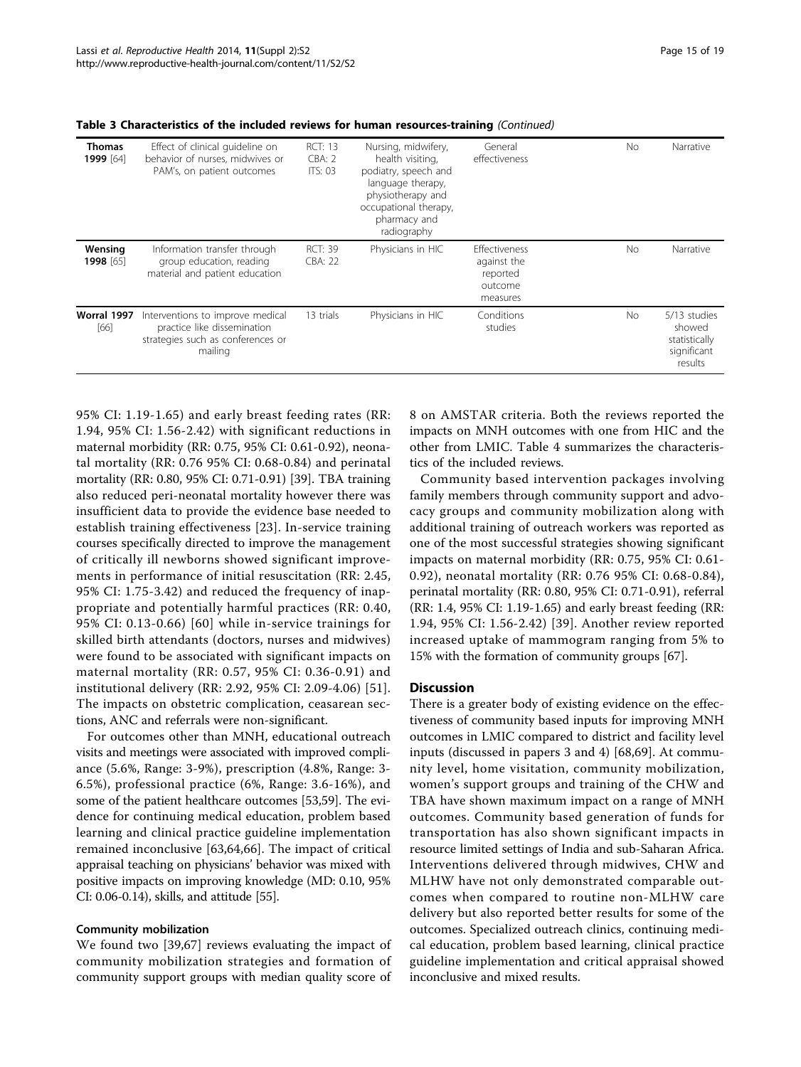**Table 3 Characteristics of the included reviews for human resources-training** *(Continued)*

| | | | | | | |
|---|---|---|---|---|---|---|
| **Thomas 1999** [64] | Effect of clinical guideline on behavior of nurses, midwives or PAM's, on patient outcomes | RCT: 13 CBA: 2 ITS: 03 | Nursing, midwifery, health visiting, podiatry, speech and language therapy, physiotherapy and occupational therapy, pharmacy and radiography | General effectiveness | No | Narrative |
| **Wensing 1998** [65] | Information transfer through group education, reading material and patient education | RCT: 39 CBA: 22 | Physicians in HIC | Effectiveness against the reported outcome measures | No | Narrative |
| **Worral 1997** [66] | Interventions to improve medical practice like dissemination strategies such as conferences or mailing | 13 trials | Physicians in HIC | Conditions studies | No | 5/13 studies showed statistically significant results |

95% CI: 1.19-1.65) and early breast feeding rates (RR: 1.94, 95% CI: 1.56-2.42) with significant reductions in maternal morbidity (RR: 0.75, 95% CI: 0.61-0.92), neonatal mortality (RR: 0.76 95% CI: 0.68-0.84) and perinatal mortality (RR: 0.80, 95% CI: 0.71-0.91) [39]. TBA training also reduced peri-neonatal mortality however there was insufficient data to provide the evidence base needed to establish training effectiveness [23]. In-service training courses specifically directed to improve the management of critically ill newborns showed significant improvements in performance of initial resuscitation (RR: 2.45, 95% CI: 1.75-3.42) and reduced the frequency of inappropriate and potentially harmful practices (RR: 0.40, 95% CI: 0.13-0.66) [60] while in-service trainings for skilled birth attendants (doctors, nurses and midwives) were found to be associated with significant impacts on maternal mortality (RR: 0.57, 95% CI: 0.36-0.91) and institutional delivery (RR: 2.92, 95% CI: 2.09-4.06) [51]. The impacts on obstetric complication, ceasarean sections, ANC and referrals were non-significant.

For outcomes other than MNH, educational outreach visits and meetings were associated with improved compliance (5.6%, Range: 3-9%), prescription (4.8%, Range: 3-6.5%), professional practice (6%, Range: 3.6-16%), and some of the patient healthcare outcomes [53,59]. The evidence for continuing medical education, problem based learning and clinical practice guideline implementation remained inconclusive [63,64,66]. The impact of critical appraisal teaching on physicians' behavior was mixed with positive impacts on improving knowledge (MD: 0.10, 95% CI: 0.06-0.14), skills, and attitude [55].

#### Community mobilization

We found two [39,67] reviews evaluating the impact of community mobilization strategies and formation of community support groups with median quality score of 8 on AMSTAR criteria. Both the reviews reported the impacts on MNH outcomes with one from HIC and the other from LMIC. Table 4 summarizes the characteristics of the included reviews.

Community based intervention packages involving family members through community support and advocacy groups and community mobilization along with additional training of outreach workers was reported as one of the most successful strategies showing significant impacts on maternal morbidity (RR: 0.75, 95% CI: 0.61-0.92), neonatal mortality (RR: 0.76 95% CI: 0.68-0.84), perinatal mortality (RR: 0.80, 95% CI: 0.71-0.91), referral (RR: 1.4, 95% CI: 1.19-1.65) and early breast feeding (RR: 1.94, 95% CI: 1.56-2.42) [39]. Another review reported increased uptake of mammogram ranging from 5% to 15% with the formation of community groups [67].

## Discussion

There is a greater body of existing evidence on the effectiveness of community based inputs for improving MNH outcomes in LMIC compared to district and facility level inputs (discussed in papers 3 and 4) [68,69]. At community level, home visitation, community mobilization, women's support groups and training of the CHW and TBA have shown maximum impact on a range of MNH outcomes. Community based generation of funds for transportation has also shown significant impacts in resource limited settings of India and sub-Saharan Africa. Interventions delivered through midwives, CHW and MLHW have not only demonstrated comparable outcomes when compared to routine non-MLHW care delivery but also reported better results for some of the outcomes. Specialized outreach clinics, continuing medical education, problem based learning, clinical practice guideline implementation and critical appraisal showed inconclusive and mixed results.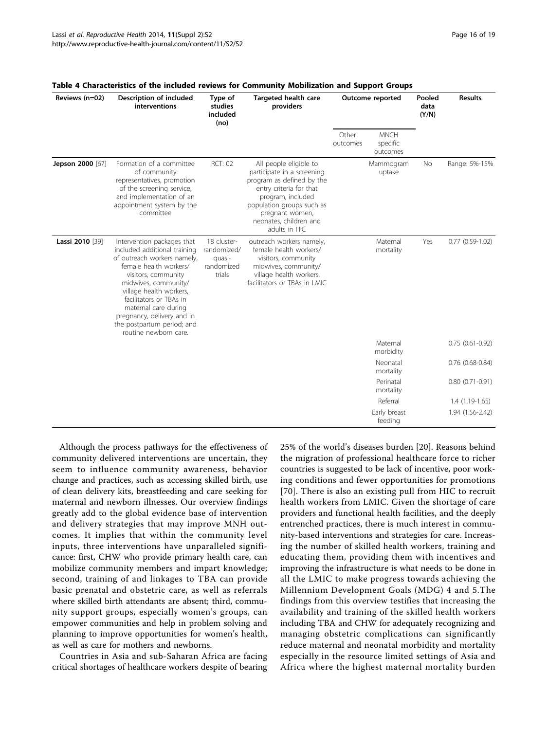**Table 4 Characteristics of the included reviews for Community Mobilization and Support Groups**

| Reviews (n=02) | Description of included interventions | Type of studies included (no) | Targeted health care providers | Outcome reported | | Pooled data (Y/N) | Results |
|---|---|---|---|---|---|---|---|
| | | | | Other outcomes | MNCH specific outcomes | | |
| **Jepson 2000** [67] | Formation of a committee of community representatives, promotion of the screening service, and implementation of an appointment system by the committee | RCT: 02 | All people eligible to participate in a screening program as defined by the entry criteria for that program, included population groups such as pregnant women, neonates, children and adults in HIC | | Mammogram uptake | No | Range: 5%-15% |
| **Lassi 2010** [39] | Intervention packages that included additional training of outreach workers namely, female health workers/ visitors, community midwives, community/ village health workers, facilitators or TBAs in maternal care during pregnancy, delivery and in the postpartum period; and routine newborn care. | 18 cluster-randomized/ quasi-randomized trials | outreach workers namely, female health workers/ visitors, community midwives, community/ village health workers, facilitators or TBAs in LMIC | | Maternal mortality | Yes | 0.77 (0.59-1.02) |
| | | | | | Maternal morbidity | | 0.75 (0.61-0.92) |
| | | | | | Neonatal mortality | | 0.76 (0.68-0.84) |
| | | | | | Perinatal mortality | | 0.80 (0.71-0.91) |
| | | | | | Referral | | 1.4 (1.19-1.65) |
| | | | | | Early breast feeding | | 1.94 (1.56-2.42) |

Although the process pathways for the effectiveness of community delivered interventions are uncertain, they seem to influence community awareness, behavior change and practices, such as accessing skilled birth, use of clean delivery kits, breastfeeding and care seeking for maternal and newborn illnesses. Our overview findings greatly add to the global evidence base of intervention and delivery strategies that may improve MNH outcomes. It implies that within the community level inputs, three interventions have unparalleled significance: first, CHW who provide primary health care, can mobilize community members and impart knowledge; second, training of and linkages to TBA can provide basic prenatal and obstetric care, as well as referrals where skilled birth attendants are absent; third, community support groups, especially women's groups, can empower communities and help in problem solving and planning to improve opportunities for women's health, as well as care for mothers and newborns.

Countries in Asia and sub-Saharan Africa are facing critical shortages of healthcare workers despite of bearing 25% of the world's diseases burden [20]. Reasons behind the migration of professional healthcare force to richer countries is suggested to be lack of incentive, poor working conditions and fewer opportunities for promotions [70]. There is also an existing pull from HIC to recruit health workers from LMIC. Given the shortage of care providers and functional health facilities, and the deeply entrenched practices, there is much interest in community-based interventions and strategies for care. Increasing the number of skilled health workers, training and educating them, providing them with incentives and improving the infrastructure is what needs to be done in all the LMIC to make progress towards achieving the Millennium Development Goals (MDG) 4 and 5.The findings from this overview testifies that increasing the availability and training of the skilled health workers including TBA and CHW for adequately recognizing and managing obstetric complications can significantly reduce maternal and neonatal morbidity and mortality especially in the resource limited settings of Asia and Africa where the highest maternal mortality burden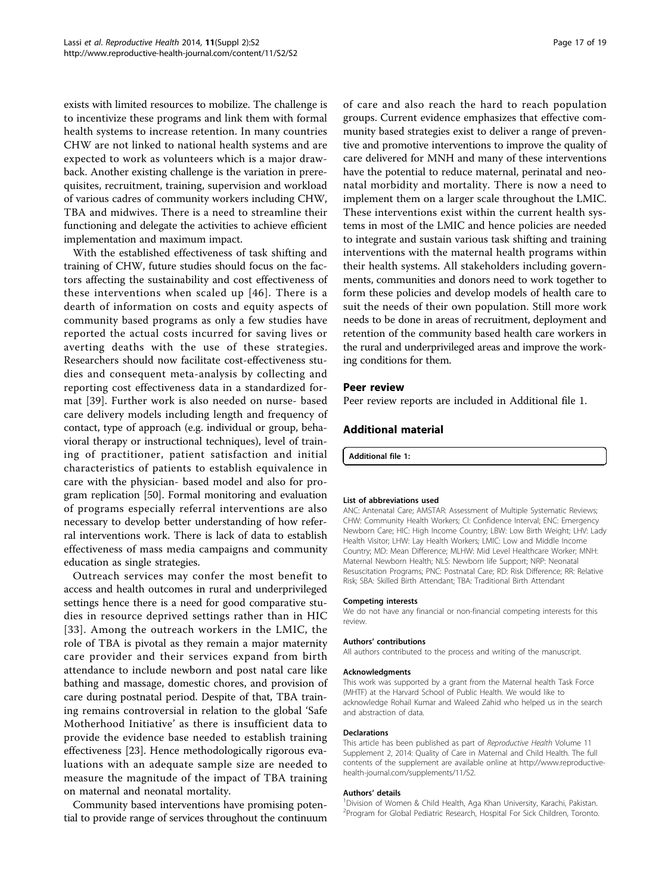exists with limited resources to mobilize. The challenge is to incentivize these programs and link them with formal health systems to increase retention. In many countries CHW are not linked to national health systems and are expected to work as volunteers which is a major drawback. Another existing challenge is the variation in prerequisites, recruitment, training, supervision and workload of various cadres of community workers including CHW, TBA and midwives. There is a need to streamline their functioning and delegate the activities to achieve efficient implementation and maximum impact.

With the established effectiveness of task shifting and training of CHW, future studies should focus on the factors affecting the sustainability and cost effectiveness of these interventions when scaled up [46]. There is a dearth of information on costs and equity aspects of community based programs as only a few studies have reported the actual costs incurred for saving lives or averting deaths with the use of these strategies. Researchers should now facilitate cost-effectiveness studies and consequent meta-analysis by collecting and reporting cost effectiveness data in a standardized format [39]. Further work is also needed on nurse- based care delivery models including length and frequency of contact, type of approach (e.g. individual or group, behavioral therapy or instructional techniques), level of training of practitioner, patient satisfaction and initial characteristics of patients to establish equivalence in care with the physician- based model and also for program replication [50]. Formal monitoring and evaluation of programs especially referral interventions are also necessary to develop better understanding of how referral interventions work. There is lack of data to establish effectiveness of mass media campaigns and community education as single strategies.

Outreach services may confer the most benefit to access and health outcomes in rural and underprivileged settings hence there is a need for good comparative studies in resource deprived settings rather than in HIC [33]. Among the outreach workers in the LMIC, the role of TBA is pivotal as they remain a major maternity care provider and their services expand from birth attendance to include newborn and post natal care like bathing and massage, domestic chores, and provision of care during postnatal period. Despite of that, TBA training remains controversial in relation to the global 'Safe Motherhood Initiative' as there is insufficient data to provide the evidence base needed to establish training effectiveness [23]. Hence methodologically rigorous evaluations with an adequate sample size are needed to measure the magnitude of the impact of TBA training on maternal and neonatal mortality.

Community based interventions have promising potential to provide range of services throughout the continuum of care and also reach the hard to reach population groups. Current evidence emphasizes that effective community based strategies exist to deliver a range of preventive and promotive interventions to improve the quality of care delivered for MNH and many of these interventions have the potential to reduce maternal, perinatal and neonatal morbidity and mortality. There is now a need to implement them on a larger scale throughout the LMIC. These interventions exist within the current health systems in most of the LMIC and hence policies are needed to integrate and sustain various task shifting and training interventions with the maternal health programs within their health systems. All stakeholders including governments, communities and donors need to work together to form these policies and develop models of health care to suit the needs of their own population. Still more work needs to be done in areas of recruitment, deployment and retention of the community based health care workers in the rural and underprivileged areas and improve the working conditions for them.

## Peer review

Peer review reports are included in Additional file 1.

## Additional material

**Additional file 1:**

#### List of abbreviations used

ANC: Antenatal Care; AMSTAR: Assessment of Multiple Systematic Reviews; CHW: Community Health Workers; CI: Confidence Interval; ENC: Emergency Newborn Care; HIC: High Income Country; LBW: Low Birth Weight; LHV: Lady Health Visitor; LHW: Lay Health Workers; LMIC: Low and Middle Income Country; MD: Mean Difference; MLHW: Mid Level Healthcare Worker; MNH: Maternal Newborn Health; NLS: Newborn life Support; NRP: Neonatal Resuscitation Programs; PNC: Postnatal Care; RD: Risk Difference; RR: Relative Risk; SBA: Skilled Birth Attendant; TBA: Traditional Birth Attendant

#### Competing interests

We do not have any financial or non-financial competing interests for this review.

#### Authors' contributions

All authors contributed to the process and writing of the manuscript.

#### Acknowledgments

This work was supported by a grant from the Maternal health Task Force (MHTF) at the Harvard School of Public Health. We would like to acknowledge Rohail Kumar and Waleed Zahid who helped us in the search and abstraction of data.

#### Declarations

This article has been published as part of *Reproductive Health* Volume 11 Supplement 2, 2014: Quality of Care in Maternal and Child Health. The full contents of the supplement are available online at http://www.reproductive-health-journal.com/supplements/11/S2.

#### Authors' details

[1]Division of Women & Child Health, Aga Khan University, Karachi, Pakistan. [2]Program for Global Pediatric Research, Hospital For Sick Children, Toronto.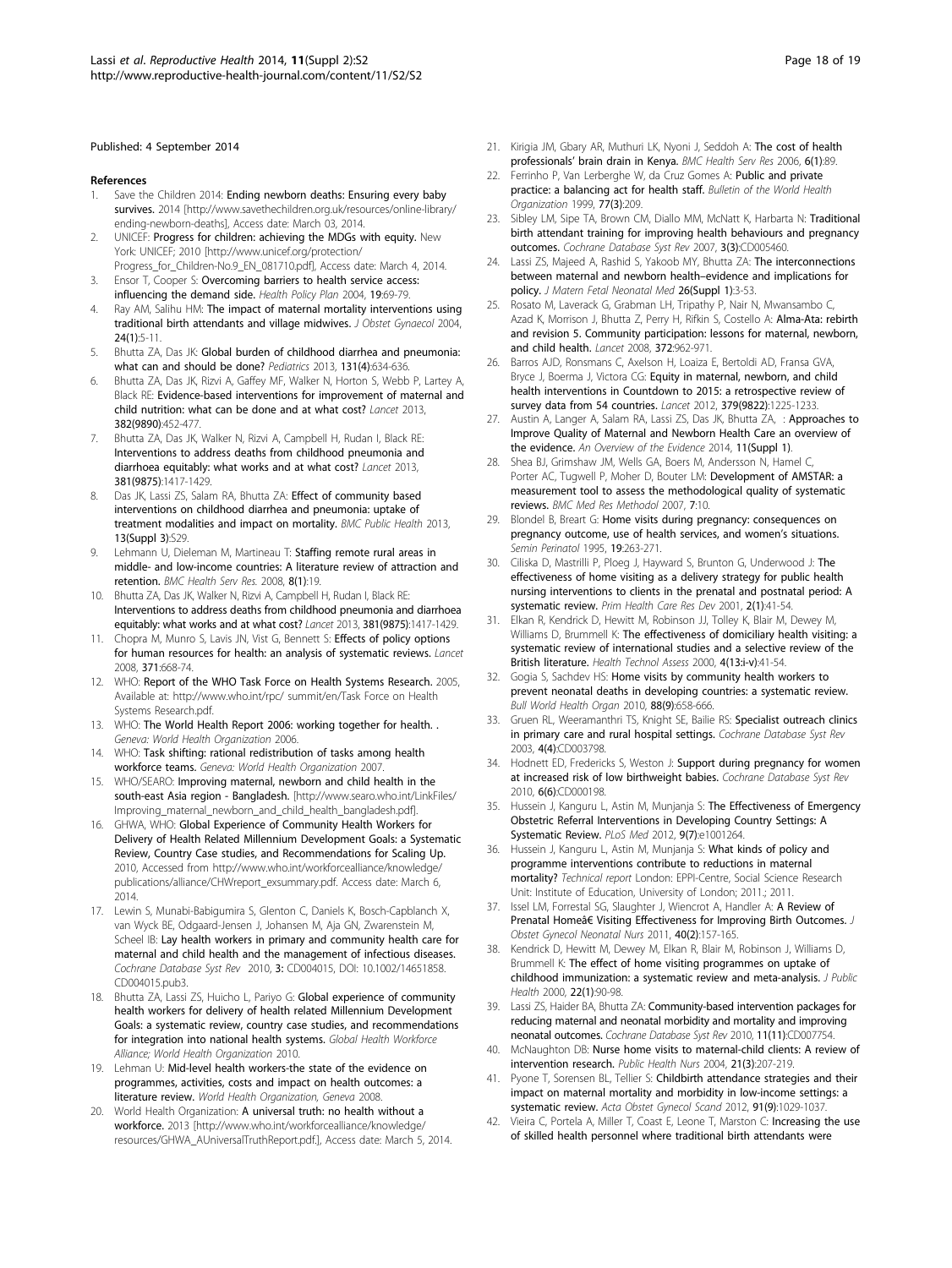Published: 4 September 2014

## References

1. Save the Children 2014: **Ending newborn deaths: Ensuring every baby survives.** 2014 [http://www.savethechildren.org.uk/resources/online-library/ending-newborn-deaths], Access date: March 03, 2014.
2. UNICEF: **Progress for children: achieving the MDGs with equity.** New York: UNICEF; 2010 [http://www.unicef.org/protection/Progress_for_Children-No.9_EN_081710.pdf], Access date: March 4, 2014.
3. Ensor T, Cooper S: **Overcoming barriers to health service access: influencing the demand side.** *Health Policy Plan* 2004, **19**:69-79.
4. Ray AM, Salihu HM: **The impact of maternal mortality interventions using traditional birth attendants and village midwives.** *J Obstet Gynaecol* 2004, **24(1)**:5-11.
5. Bhutta ZA, Das JK: **Global burden of childhood diarrhea and pneumonia: what can and should be done?** *Pediatrics* 2013, **131(4)**:634-636.
6. Bhutta ZA, Das JK, Rizvi A, Gaffey MF, Walker N, Horton S, Webb P, Lartey A, Black RE: **Evidence-based interventions for improvement of maternal and child nutrition: what can be done and at what cost?** *Lancet* 2013, **382(9890)**:452-477.
7. Bhutta ZA, Das JK, Walker N, Rizvi A, Campbell H, Rudan I, Black RE: **Interventions to address deaths from childhood pneumonia and diarrhoea equitably: what works and at what cost?** *Lancet* 2013, **381(9875)**:1417-1429.
8. Das JK, Lassi ZS, Salam RA, Bhutta ZA: **Effect of community based interventions on childhood diarrhea and pneumonia: uptake of treatment modalities and impact on mortality.** *BMC Public Health* 2013, **13(Suppl 3)**:S29.
9. Lehmann U, Dieleman M, Martineau T: **Staffing remote rural areas in middle- and low-income countries: A literature review of attraction and retention.** *BMC Health Serv Res.* 2008, **8(1)**:19.
10. Bhutta ZA, Das JK, Walker N, Rizvi A, Campbell H, Rudan I, Black RE: **Interventions to address deaths from childhood pneumonia and diarrhoea equitably: what works and at what cost?** *Lancet* 2013, **381(9875)**:1417-1429.
11. Chopra M, Munro S, Lavis JN, Vist G, Bennett S: **Effects of policy options for human resources for health: an analysis of systematic reviews.** *Lancet* 2008, **371**:668-74.
12. WHO: **Report of the WHO Task Force on Health Systems Research.** 2005, Available at: http://www.who.int/rpc/ summit/en/Task Force on Health Systems Research.pdf.
13. WHO: **The World Health Report 2006: working together for health.** . *Geneva: World Health Organization* 2006.
14. WHO: **Task shifting: rational redistribution of tasks among health workforce teams.** *Geneva: World Health Organization* 2007.
15. WHO/SEARO: **Improving maternal, newborn and child health in the south-east Asia region - Bangladesh.** [http://www.searo.who.int/LinkFiles/Improving_maternal_newborn_and_child_health_bangladesh.pdf].
16. GHWA, WHO: **Global Experience of Community Health Workers for Delivery of Health Related Millennium Development Goals: a Systematic Review, Country Case studies, and Recommendations for Scaling Up.** 2010, Accessed from http://www.who.int/workforcealliance/knowledge/publications/alliance/CHWreport_exsummary.pdf. Access date: March 6, 2014.
17. Lewin S, Munabi-Babigumira S, Glenton C, Daniels K, Bosch-Capblanch X, van Wyck BE, Odgaard-Jensen J, Johansen M, Aja GN, Zwarenstein M, Scheel IB: **Lay health workers in primary and community health care for maternal and child health and the management of infectious diseases.** *Cochrane Database Syst Rev* 2010, **3**: CD004015, DOI: 10.1002/14651858.CD004015.pub3.
18. Bhutta ZA, Lassi ZS, Huicho L, Pariyo G: **Global experience of community health workers for delivery of health related Millennium Development Goals: a systematic review, country case studies, and recommendations for integration into national health systems.** *Global Health Workforce Alliance; World Health Organization* 2010.
19. Lehman U: **Mid-level health workers-the state of the evidence on programmes, activities, costs and impact on health outcomes: a literature review.** *World Health Organization, Geneva* 2008.
20. World Health Organization: **A universal truth: no health without a workforce.** 2013 [http://www.who.int/workforcealliance/knowledge/resources/GHWA_AUniversalTruthReport.pdf.], Access date: March 5, 2014.
21. Kirigia JM, Gbary AR, Muthuri LK, Nyoni J, Seddoh A: **The cost of health professionals' brain drain in Kenya.** *BMC Health Serv Res* 2006, **6(1)**:89.
22. Ferrinho P, Van Lerberghe W, da Cruz Gomes A: **Public and private practice: a balancing act for health staff.** *Bulletin of the World Health Organization* 1999, **77(3)**:209.
23. Sibley LM, Sipe TA, Brown CM, Diallo MM, McNatt K, Harbarta N: **Traditional birth attendant training for improving health behaviours and pregnancy outcomes.** *Cochrane Database Syst Rev* 2007, **3(3)**:CD005460.
24. Lassi ZS, Majeed A, Rashid S, Yakoob MY, Bhutta ZA: **The interconnections between maternal and newborn health–evidence and implications for policy.** *J Matern Fetal Neonatal Med* **26(Suppl 1)**:3-53.
25. Rosato M, Laverack G, Grabman LH, Tripathy P, Nair N, Mwansambo C, Azad K, Morrison J, Bhutta Z, Perry H, Rifkin S, Costello A: **Alma-Ata: rebirth and revision 5. Community participation: lessons for maternal, newborn, and child health.** *Lancet* 2008, **372**:962-971.
26. Barros AJD, Ronsmans C, Axelson H, Loaiza E, Bertoldi AD, Fransa GVA, Bryce J, Boerma J, Victora CG: **Equity in maternal, newborn, and child health interventions in Countdown to 2015: a retrospective review of survey data from 54 countries.** *Lancet* 2012, **379(9822)**:1225-1233.
27. Austin A, Langer A, Salam RA, Lassi ZS, Das JK, Bhutta ZA, : **Approaches to Improve Quality of Maternal and Newborn Health Care an overview of the evidence.** *An Overview of the Evidence* 2014, **11(Suppl 1)**.
28. Shea BJ, Grimshaw JM, Wells GA, Boers M, Andersson N, Hamel C, Porter AC, Tugwell P, Moher D, Bouter LM: **Development of AMSTAR: a measurement tool to assess the methodological quality of systematic reviews.** *BMC Med Res Methodol* 2007, **7**:10.
29. Blondel B, Breart G: **Home visits during pregnancy: consequences on pregnancy outcome, use of health services, and women's situations.** *Semin Perinatol* 1995, **19**:263-271.
30. Ciliska D, Mastrilli P, Ploeg J, Hayward S, Brunton G, Underwood J: **The effectiveness of home visiting as a delivery strategy for public health nursing interventions to clients in the prenatal and postnatal period: A systematic review.** *Prim Health Care Res Dev* 2001, **2(1)**:41-54.
31. Elkan R, Kendrick D, Hewitt M, Robinson JJ, Tolley K, Blair M, Dewey M, Williams D, Brummell K: **The effectiveness of domiciliary health visiting: a systematic review of international studies and a selective review of the British literature.** *Health Technol Assess* 2000, **4(13:i-v)**:41-54.
32. Gogia S, Sachdev HS: **Home visits by community health workers to prevent neonatal deaths in developing countries: a systematic review.** *Bull World Health Organ* 2010, **88(9)**:658-666.
33. Gruen RL, Weeramanthri TS, Knight SE, Bailie RS: **Specialist outreach clinics in primary care and rural hospital settings.** *Cochrane Database Syst Rev* 2003, **4(4)**:CD003798.
34. Hodnett ED, Fredericks S, Weston J: **Support during pregnancy for women at increased risk of low birthweight babies.** *Cochrane Database Syst Rev* 2010, **6(6)**:CD000198.
35. Hussein J, Kanguru L, Astin M, Munjanja S: **The Effectiveness of Emergency Obstetric Referral Interventions in Developing Country Settings: A Systematic Review.** *PLoS Med* 2012, **9(7)**:e1001264.
36. Hussein J, Kanguru L, Astin M, Munjanja S: **What kinds of policy and programme interventions contribute to reductions in maternal mortality?** *Technical report* London: EPPI-Centre, Social Science Research Unit: Institute of Education, University of London; 2011.; 2011.
37. Issel LM, Forrestal SG, Slaughter J, Wiencrot A, Handler A: **A Review of Prenatal Homeâ€ Visiting Effectiveness for Improving Birth Outcomes.** *J Obstet Gynecol Neonatal Nurs* 2011, **40(2)**:157-165.
38. Kendrick D, Hewitt M, Dewey M, Elkan R, Blair M, Robinson J, Williams D, Brummell K: **The effect of home visiting programmes on uptake of childhood immunization: a systematic review and meta-analysis.** *J Public Health* 2000, **22(1)**:90-98.
39. Lassi ZS, Haider BA, Bhutta ZA: **Community-based intervention packages for reducing maternal and neonatal morbidity and mortality and improving neonatal outcomes.** *Cochrane Database Syst Rev* 2010, **11(11)**:CD007754.
40. McNaughton DB: **Nurse home visits to maternal-child clients: A review of intervention research.** *Public Health Nurs* 2004, **21(3)**:207-219.
41. Pyone T, Sorensen BL, Tellier S: **Childbirth attendance strategies and their impact on maternal mortality and morbidity in low-income settings: a systematic review.** *Acta Obstet Gynecol Scand* 2012, **91(9)**:1029-1037.
42. Vieira C, Portela A, Miller T, Coast E, Leone T, Marston C: **Increasing the use of skilled health personnel where traditional birth attendants were**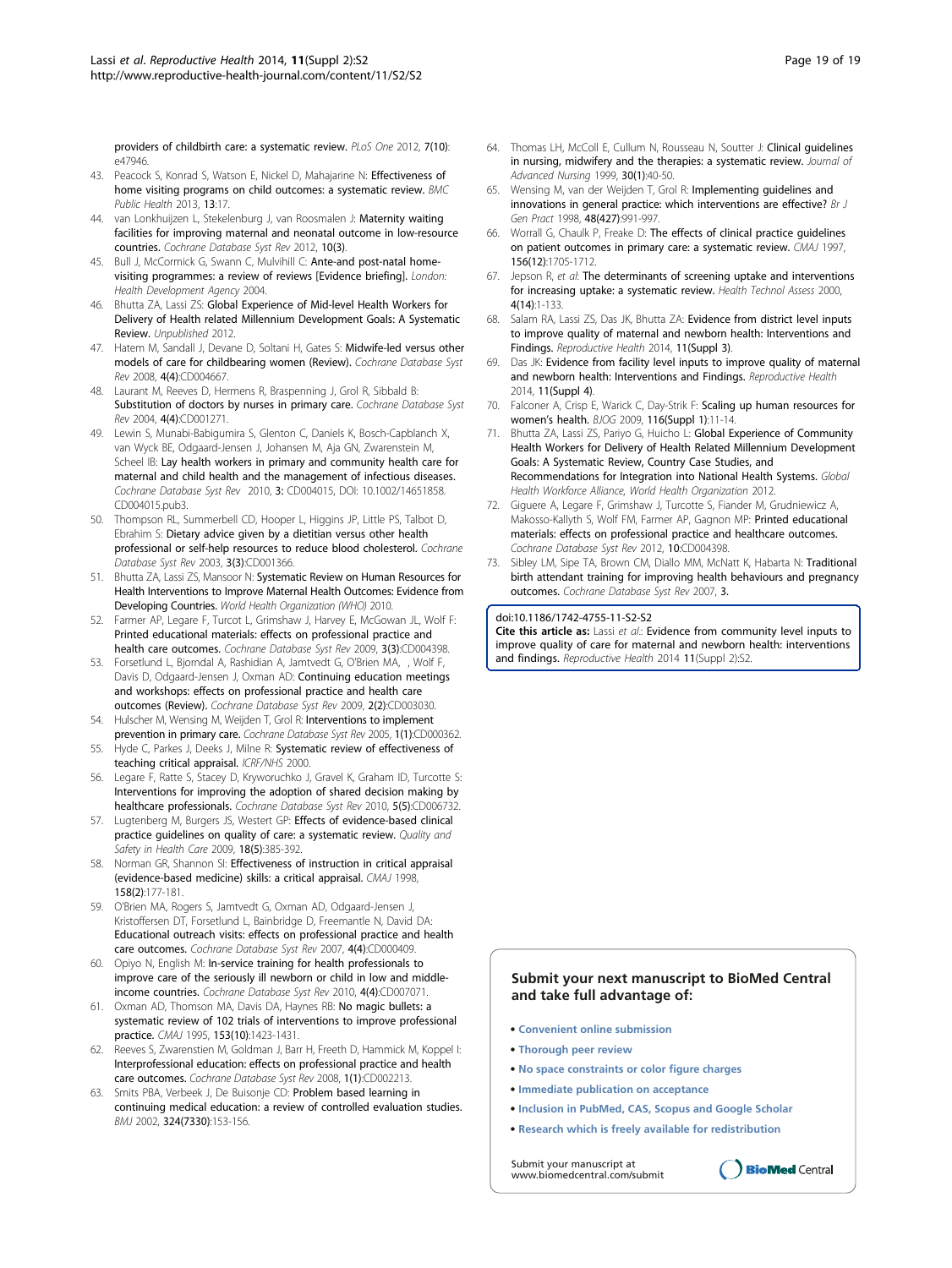providers of childbirth care: a systematic review. *PLoS One* 2012, **7(10)**: e47946.

43. Peacock S, Konrad S, Watson E, Nickel D, Mahajarine N: **Effectiveness of home visiting programs on child outcomes: a systematic review.** *BMC Public Health* 2013, **13**:17.
44. van Lonkhuijzen L, Stekelenburg J, van Roosmalen J: **Maternity waiting facilities for improving maternal and neonatal outcome in low-resource countries.** *Cochrane Database Syst Rev* 2012, **10(3)**.
45. Bull J, McCormick G, Swann C, Mulvihill C: **Ante-and post-natal home-visiting programmes: a review of reviews [Evidence briefing].** *London: Health Development Agency* 2004.
46. Bhutta ZA, Lassi ZS: **Global Experience of Mid-level Health Workers for Delivery of Health related Millennium Development Goals: A Systematic Review.** *Unpublished* 2012.
47. Hatem M, Sandall J, Devane D, Soltani H, Gates S: **Midwife-led versus other models of care for childbearing women (Review).** *Cochrane Database Syst Rev* 2008, **4(4)**:CD004667.
48. Laurant M, Reeves D, Hermens R, Braspenning J, Grol R, Sibbald B: **Substitution of doctors by nurses in primary care.** *Cochrane Database Syst Rev* 2004, **4(4)**:CD001271.
49. Lewin S, Munabi-Babigumira S, Glenton C, Daniels K, Bosch-Capblanch X, van Wyck BE, Odgaard-Jensen J, Johansen M, Aja GN, Zwarenstein M, Scheel IB: **Lay health workers in primary and community health care for maternal and child health and the management of infectious diseases.** *Cochrane Database Syst Rev* 2010, **3**: CD004015, DOI: 10.1002/14651858.CD004015.pub3.
50. Thompson RL, Summerbell CD, Hooper L, Higgins JP, Little PS, Talbot D, Ebrahim S: **Dietary advice given by a dietitian versus other health professional or self-help resources to reduce blood cholesterol.** *Cochrane Database Syst Rev* 2003, **3(3)**:CD001366.
51. Bhutta ZA, Lassi ZS, Mansoor N: **Systematic Review on Human Resources for Health Interventions to Improve Maternal Health Outcomes: Evidence from Developing Countries.** *World Health Organization (WHO)* 2010.
52. Farmer AP, Legare F, Turcot L, Grimshaw J, Harvey E, McGowan JL, Wolf F: **Printed educational materials: effects on professional practice and health care outcomes.** *Cochrane Database Syst Rev* 2009, **3(3)**:CD004398.
53. Forsetlund L, Bjorndal A, Rashidian A, Jamtvedt G, O'Brien MA, , Wolf F, Davis D, Odgaard-Jensen J, Oxman AD: **Continuing education meetings and workshops: effects on professional practice and health care outcomes (Review).** *Cochrane Database Syst Rev* 2009, **2(2)**:CD003030.
54. Hulscher M, Wensing M, Weijden T, Grol R: **Interventions to implement prevention in primary care.** *Cochrane Database Syst Rev* 2005, **1(1)**:CD000362.
55. Hyde C, Parkes J, Deeks J, Milne R: **Systematic review of effectiveness of teaching critical appraisal.** *ICRF/NHS* 2000.
56. Legare F, Ratte S, Stacey D, Kryworuchko J, Gravel K, Graham ID, Turcotte S: **Interventions for improving the adoption of shared decision making by healthcare professionals.** *Cochrane Database Syst Rev* 2010, **5(5)**:CD006732.
57. Lugtenberg M, Burgers JS, Westert GP: **Effects of evidence-based clinical practice guidelines on quality of care: a systematic review.** *Quality and Safety in Health Care* 2009, **18(5)**:385-392.
58. Norman GR, Shannon SI: **Effectiveness of instruction in critical appraisal (evidence-based medicine) skills: a critical appraisal.** *CMAJ* 1998, **158(2)**:177-181.
59. O'Brien MA, Rogers S, Jamtvedt G, Oxman AD, Odgaard-Jensen J, Kristoffersen DT, Forsetlund L, Bainbridge D, Freemantle N, David DA: **Educational outreach visits: effects on professional practice and health care outcomes.** *Cochrane Database Syst Rev* 2007, **4(4)**:CD000409.
60. Opiyo N, English M: **In-service training for health professionals to improve care of the seriously ill newborn or child in low and middle-income countries.** *Cochrane Database Syst Rev* 2010, **4(4)**:CD007071.
61. Oxman AD, Thomson MA, Davis DA, Haynes RB: **No magic bullets: a systematic review of 102 trials of interventions to improve professional practice.** *CMAJ* 1995, **153(10)**:1423-1431.
62. Reeves S, Zwarenstien M, Goldman J, Barr H, Freeth D, Hammick M, Koppel I: **Interprofessional education: effects on professional practice and health care outcomes.** *Cochrane Database Syst Rev* 2008, **1(1)**:CD002213.
63. Smits PBA, Verbeek J, De Buisonje CD: **Problem based learning in continuing medical education: a review of controlled evaluation studies.** *BMJ* 2002, **324(7330)**:153-156.
64. Thomas LH, McColl E, Cullum N, Rousseau N, Soutter J: **Clinical guidelines in nursing, midwifery and the therapies: a systematic review.** *Journal of Advanced Nursing* 1999, **30(1)**:40-50.
65. Wensing M, van der Weijden T, Grol R: **Implementing guidelines and innovations in general practice: which interventions are effective?** *Br J Gen Pract* 1998, **48(427)**:991-997.
66. Worrall G, Chaulk P, Freake D: **The effects of clinical practice guidelines on patient outcomes in primary care: a systematic review.** *CMAJ* 1997, **156(12)**:1705-1712.
67. Jepson R, *et al*: **The determinants of screening uptake and interventions for increasing uptake: a systematic review.** *Health Technol Assess* 2000, **4(14)**:1-133.
68. Salam RA, Lassi ZS, Das JK, Bhutta ZA: **Evidence from district level inputs to improve quality of maternal and newborn health: Interventions and Findings.** *Reproductive Health* 2014, **11(Suppl 3)**.
69. Das JK: **Evidence from facility level inputs to improve quality of maternal and newborn health: Interventions and Findings.** *Reproductive Health* 2014, **11(Suppl 4)**.
70. Falconer A, Crisp E, Warick C, Day-Strik F: **Scaling up human resources for women's health.** *BJOG* 2009, **116(Suppl 1)**:11-14.
71. Bhutta ZA, Lassi ZS, Pariyo G, Huicho L: **Global Experience of Community Health Workers for Delivery of Health Related Millennium Development Goals: A Systematic Review, Country Case Studies, and Recommendations for Integration into National Health Systems.** *Global Health Workforce Alliance, World Health Organization* 2012.
72. Giguere A, Legare F, Grimshaw J, Turcotte S, Fiander M, Grudniewicz A, Makosso-Kallyth S, Wolf FM, Farmer AP, Gagnon MP: **Printed educational materials: effects on professional practice and healthcare outcomes.** *Cochrane Database Syst Rev* 2012, **10**:CD004398.
73. Sibley LM, Sipe TA, Brown CM, Diallo MM, McNatt K, Habarta N: **Traditional birth attendant training for improving health behaviours and pregnancy outcomes.** *Cochrane Database Syst Rev* 2007, **3**.

doi:10.1186/1742-4755-11-S2-S2
**Cite this article as:** Lassi *et al.*: Evidence from community level inputs to improve quality of care for maternal and newborn health: interventions and findings. *Reproductive Health* 2014 **11**(Suppl 2):S2.

**Submit your next manuscript to BioMed Central and take full advantage of:**

- **Convenient online submission**
- **Thorough peer review**
- **No space constraints or color figure charges**
- **Immediate publication on acceptance**
- **Inclusion in PubMed, CAS, Scopus and Google Scholar**
- **Research which is freely available for redistribution**

Submit your manuscript at
www.biomedcentral.com/submit

BioMed Central